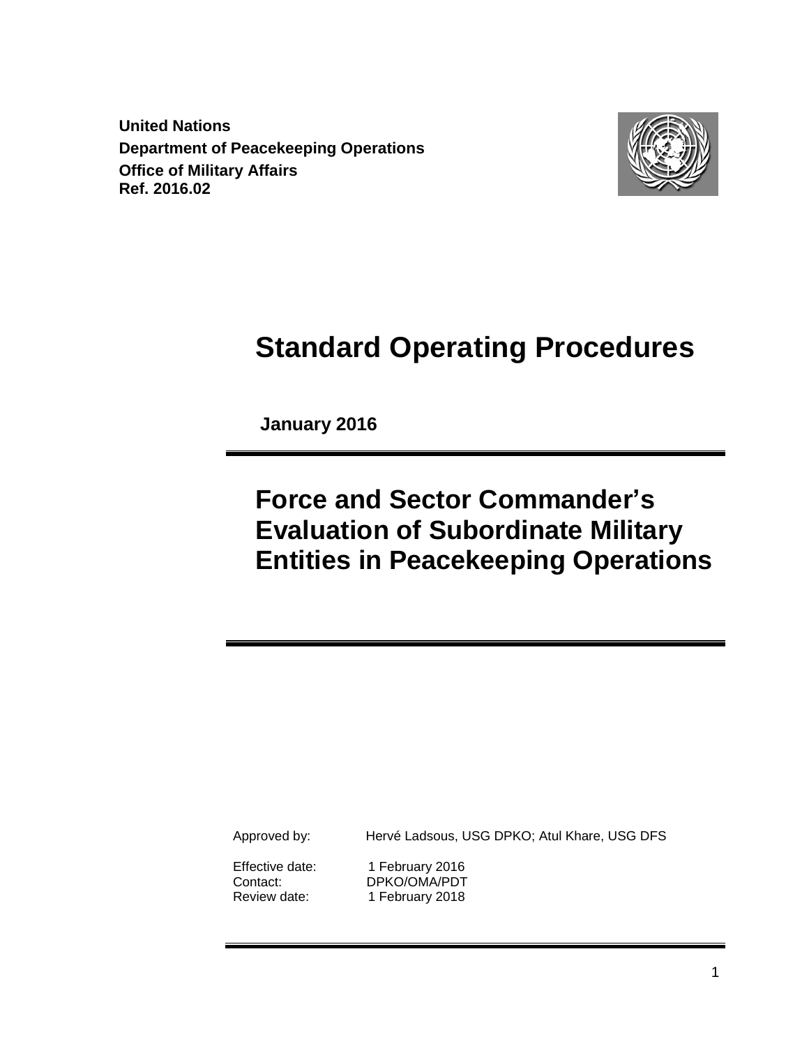**United Nations**
**Department of Peacekeeping Operations**
**Office of Military Affairs**
**Ref. 2016.02**

# Standard Operating Procedures

**January 2016**

# Force and Sector Commander's Evaluation of Subordinate Military Entities in Peacekeeping Operations

| | |
|---|---|
| Approved by: | Hervé Ladsous, USG DPKO; Atul Khare, USG DFS |
| Effective date: | 1 February 2016 |
| Contact: | DPKO/OMA/PDT |
| Review date: | 1 February 2018 |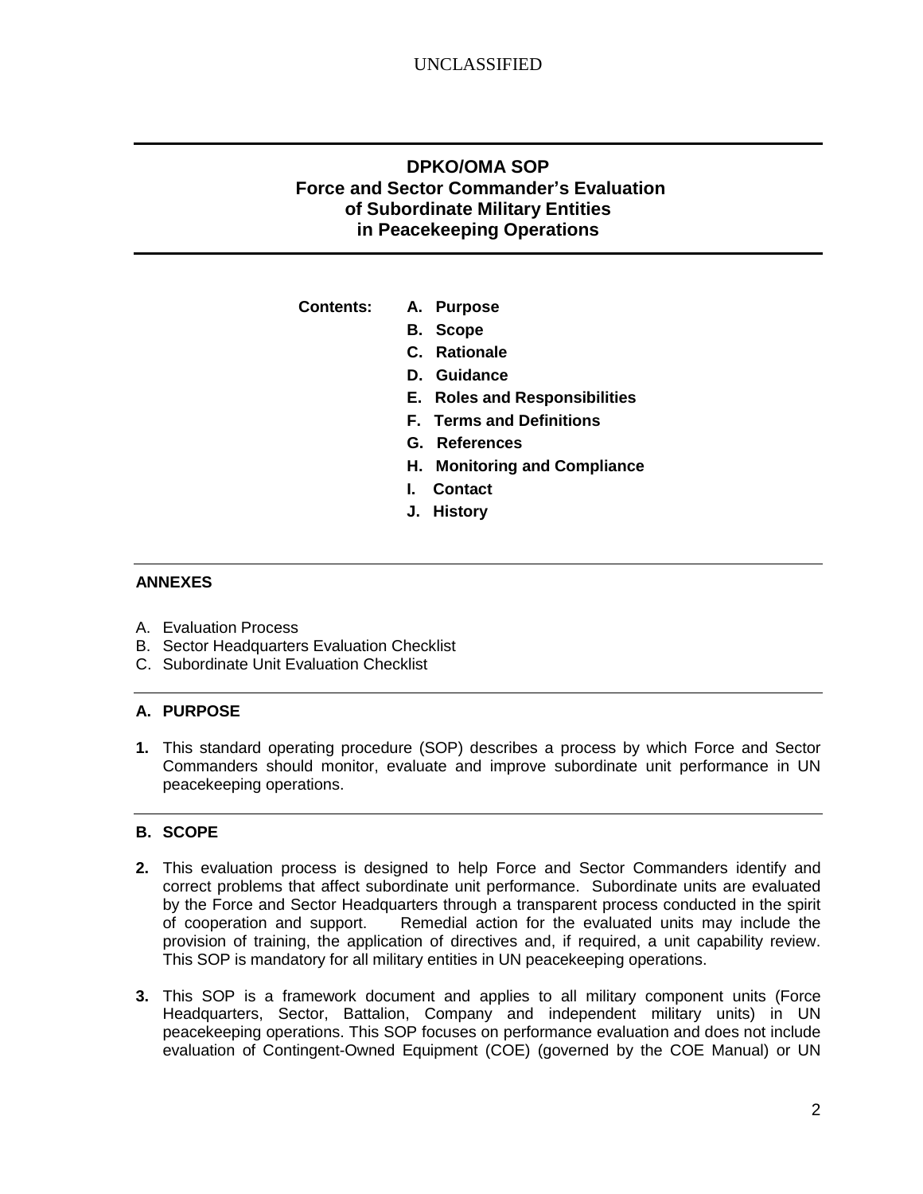# DPKO/OMA SOP
# Force and Sector Commander's Evaluation of Subordinate Military Entities in Peacekeeping Operations

**Contents:**

- **A. Purpose**
- **B. Scope**
- **C. Rationale**
- **D. Guidance**
- **E. Roles and Responsibilities**
- **F. Terms and Definitions**
- **G. References**
- **H. Monitoring and Compliance**
- **I. Contact**
- **J. History**

## ANNEXES

A. Evaluation Process
B. Sector Headquarters Evaluation Checklist
C. Subordinate Unit Evaluation Checklist

## A. PURPOSE

**1.** This standard operating procedure (SOP) describes a process by which Force and Sector Commanders should monitor, evaluate and improve subordinate unit performance in UN peacekeeping operations.

## B. SCOPE

**2.** This evaluation process is designed to help Force and Sector Commanders identify and correct problems that affect subordinate unit performance. Subordinate units are evaluated by the Force and Sector Headquarters through a transparent process conducted in the spirit of cooperation and support. Remedial action for the evaluated units may include the provision of training, the application of directives and, if required, a unit capability review. This SOP is mandatory for all military entities in UN peacekeeping operations.

**3.** This SOP is a framework document and applies to all military component units (Force Headquarters, Sector, Battalion, Company and independent military units) in UN peacekeeping operations. This SOP focuses on performance evaluation and does not include evaluation of Contingent-Owned Equipment (COE) (governed by the COE Manual) or UN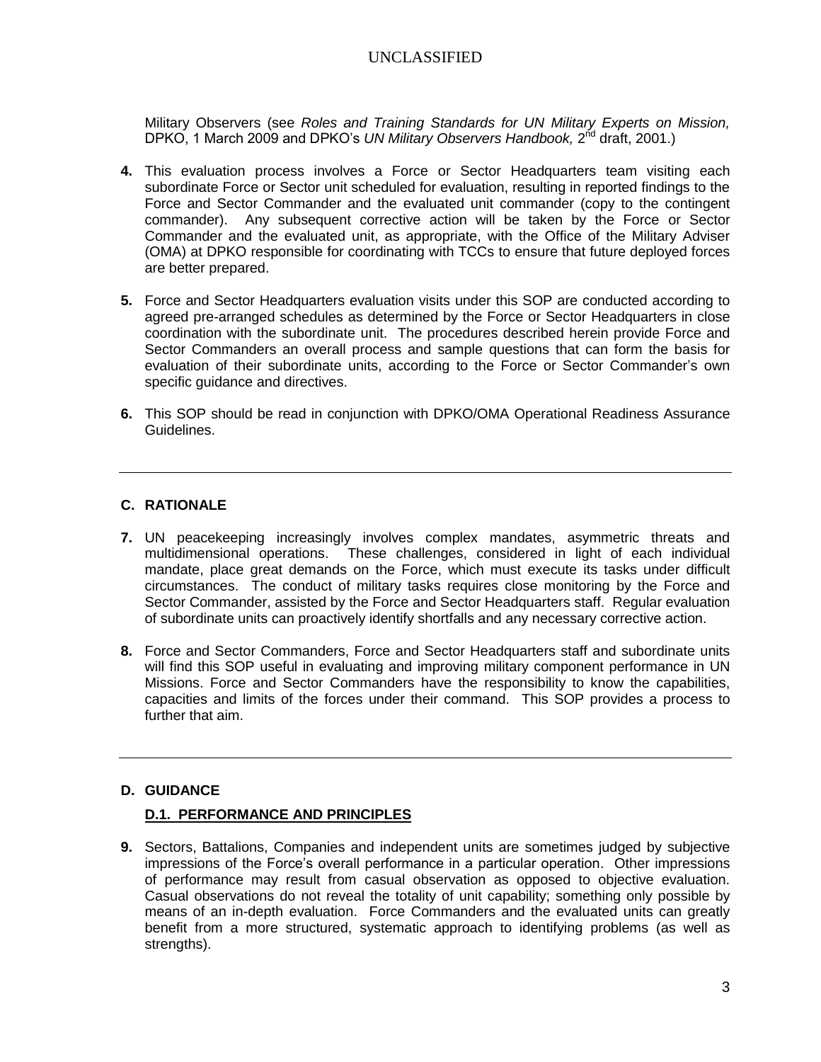Military Observers (see *Roles and Training Standards for UN Military Experts on Mission,* DPKO, 1 March 2009 and DPKO's *UN Military Observers Handbook,* 2nd draft, 2001.)

**4.** This evaluation process involves a Force or Sector Headquarters team visiting each subordinate Force or Sector unit scheduled for evaluation, resulting in reported findings to the Force and Sector Commander and the evaluated unit commander (copy to the contingent commander). Any subsequent corrective action will be taken by the Force or Sector Commander and the evaluated unit, as appropriate, with the Office of the Military Adviser (OMA) at DPKO responsible for coordinating with TCCs to ensure that future deployed forces are better prepared.

**5.** Force and Sector Headquarters evaluation visits under this SOP are conducted according to agreed pre-arranged schedules as determined by the Force or Sector Headquarters in close coordination with the subordinate unit. The procedures described herein provide Force and Sector Commanders an overall process and sample questions that can form the basis for evaluation of their subordinate units, according to the Force or Sector Commander's own specific guidance and directives.

**6.** This SOP should be read in conjunction with DPKO/OMA Operational Readiness Assurance Guidelines.

---

## C. RATIONALE

**7.** UN peacekeeping increasingly involves complex mandates, asymmetric threats and multidimensional operations. These challenges, considered in light of each individual mandate, place great demands on the Force, which must execute its tasks under difficult circumstances. The conduct of military tasks requires close monitoring by the Force and Sector Commander, assisted by the Force and Sector Headquarters staff. Regular evaluation of subordinate units can proactively identify shortfalls and any necessary corrective action.

**8.** Force and Sector Commanders, Force and Sector Headquarters staff and subordinate units will find this SOP useful in evaluating and improving military component performance in UN Missions. Force and Sector Commanders have the responsibility to know the capabilities, capacities and limits of the forces under their command. This SOP provides a process to further that aim.

---

## D. GUIDANCE

### D.1. PERFORMANCE AND PRINCIPLES

**9.** Sectors, Battalions, Companies and independent units are sometimes judged by subjective impressions of the Force's overall performance in a particular operation. Other impressions of performance may result from casual observation as opposed to objective evaluation. Casual observations do not reveal the totality of unit capability; something only possible by means of an in-depth evaluation. Force Commanders and the evaluated units can greatly benefit from a more structured, systematic approach to identifying problems (as well as strengths).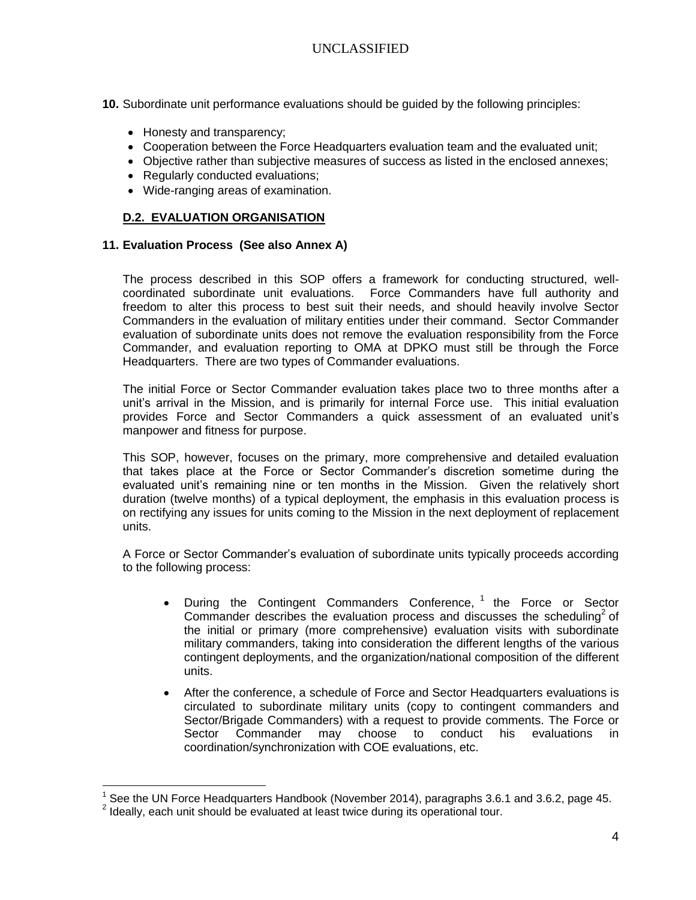**10.** Subordinate unit performance evaluations should be guided by the following principles:

- Honesty and transparency;
- Cooperation between the Force Headquarters evaluation team and the evaluated unit;
- Objective rather than subjective measures of success as listed in the enclosed annexes;
- Regularly conducted evaluations;
- Wide-ranging areas of examination.

## D.2. EVALUATION ORGANISATION

**11. Evaluation Process (See also Annex A)**

The process described in this SOP offers a framework for conducting structured, well-coordinated subordinate unit evaluations. Force Commanders have full authority and freedom to alter this process to best suit their needs, and should heavily involve Sector Commanders in the evaluation of military entities under their command. Sector Commander evaluation of subordinate units does not remove the evaluation responsibility from the Force Commander, and evaluation reporting to OMA at DPKO must still be through the Force Headquarters. There are two types of Commander evaluations.

The initial Force or Sector Commander evaluation takes place two to three months after a unit's arrival in the Mission, and is primarily for internal Force use. This initial evaluation provides Force and Sector Commanders a quick assessment of an evaluated unit's manpower and fitness for purpose.

This SOP, however, focuses on the primary, more comprehensive and detailed evaluation that takes place at the Force or Sector Commander's discretion sometime during the evaluated unit's remaining nine or ten months in the Mission. Given the relatively short duration (twelve months) of a typical deployment, the emphasis in this evaluation process is on rectifying any issues for units coming to the Mission in the next deployment of replacement units.

A Force or Sector Commander's evaluation of subordinate units typically proceeds according to the following process:

- During the Contingent Commanders Conference,[1] the Force or Sector Commander describes the evaluation process and discusses the scheduling[2] of the initial or primary (more comprehensive) evaluation visits with subordinate military commanders, taking into consideration the different lengths of the various contingent deployments, and the organization/national composition of the different units.
- After the conference, a schedule of Force and Sector Headquarters evaluations is circulated to subordinate military units (copy to contingent commanders and Sector/Brigade Commanders) with a request to provide comments. The Force or Sector Commander may choose to conduct his evaluations in coordination/synchronization with COE evaluations, etc.

[1] See the UN Force Headquarters Handbook (November 2014), paragraphs 3.6.1 and 3.6.2, page 45.

[2] Ideally, each unit should be evaluated at least twice during its operational tour.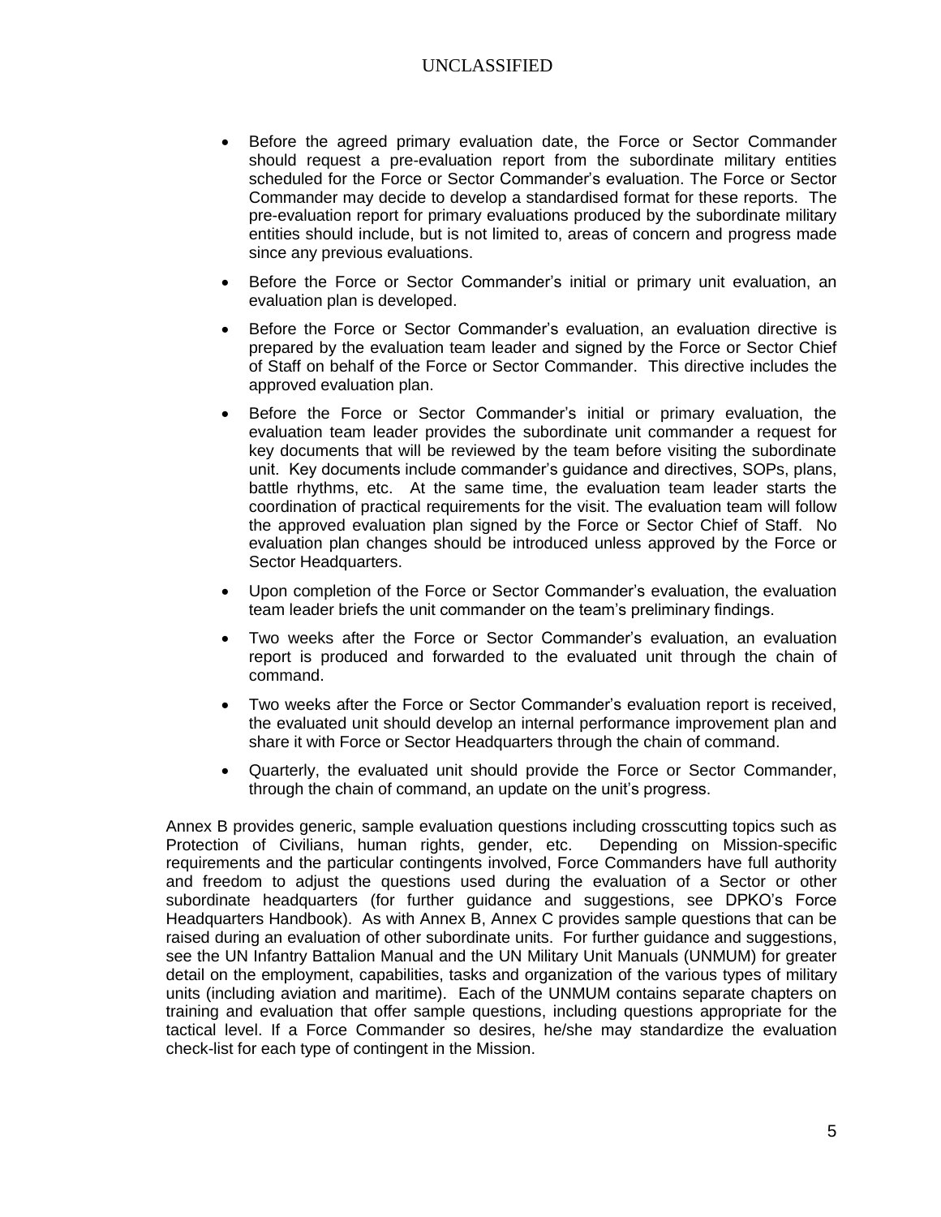- Before the agreed primary evaluation date, the Force or Sector Commander should request a pre-evaluation report from the subordinate military entities scheduled for the Force or Sector Commander's evaluation. The Force or Sector Commander may decide to develop a standardised format for these reports. The pre-evaluation report for primary evaluations produced by the subordinate military entities should include, but is not limited to, areas of concern and progress made since any previous evaluations.

- Before the Force or Sector Commander's initial or primary unit evaluation, an evaluation plan is developed.

- Before the Force or Sector Commander's evaluation, an evaluation directive is prepared by the evaluation team leader and signed by the Force or Sector Chief of Staff on behalf of the Force or Sector Commander. This directive includes the approved evaluation plan.

- Before the Force or Sector Commander's initial or primary evaluation, the evaluation team leader provides the subordinate unit commander a request for key documents that will be reviewed by the team before visiting the subordinate unit. Key documents include commander's guidance and directives, SOPs, plans, battle rhythms, etc. At the same time, the evaluation team leader starts the coordination of practical requirements for the visit. The evaluation team will follow the approved evaluation plan signed by the Force or Sector Chief of Staff. No evaluation plan changes should be introduced unless approved by the Force or Sector Headquarters.

- Upon completion of the Force or Sector Commander's evaluation, the evaluation team leader briefs the unit commander on the team's preliminary findings.

- Two weeks after the Force or Sector Commander's evaluation, an evaluation report is produced and forwarded to the evaluated unit through the chain of command.

- Two weeks after the Force or Sector Commander's evaluation report is received, the evaluated unit should develop an internal performance improvement plan and share it with Force or Sector Headquarters through the chain of command.

- Quarterly, the evaluated unit should provide the Force or Sector Commander, through the chain of command, an update on the unit's progress.

Annex B provides generic, sample evaluation questions including crosscutting topics such as Protection of Civilians, human rights, gender, etc. Depending on Mission-specific requirements and the particular contingents involved, Force Commanders have full authority and freedom to adjust the questions used during the evaluation of a Sector or other subordinate headquarters (for further guidance and suggestions, see DPKO's Force Headquarters Handbook). As with Annex B, Annex C provides sample questions that can be raised during an evaluation of other subordinate units. For further guidance and suggestions, see the UN Infantry Battalion Manual and the UN Military Unit Manuals (UNMUM) for greater detail on the employment, capabilities, tasks and organization of the various types of military units (including aviation and maritime). Each of the UNMUM contains separate chapters on training and evaluation that offer sample questions, including questions appropriate for the tactical level. If a Force Commander so desires, he/she may standardize the evaluation check-list for each type of contingent in the Mission.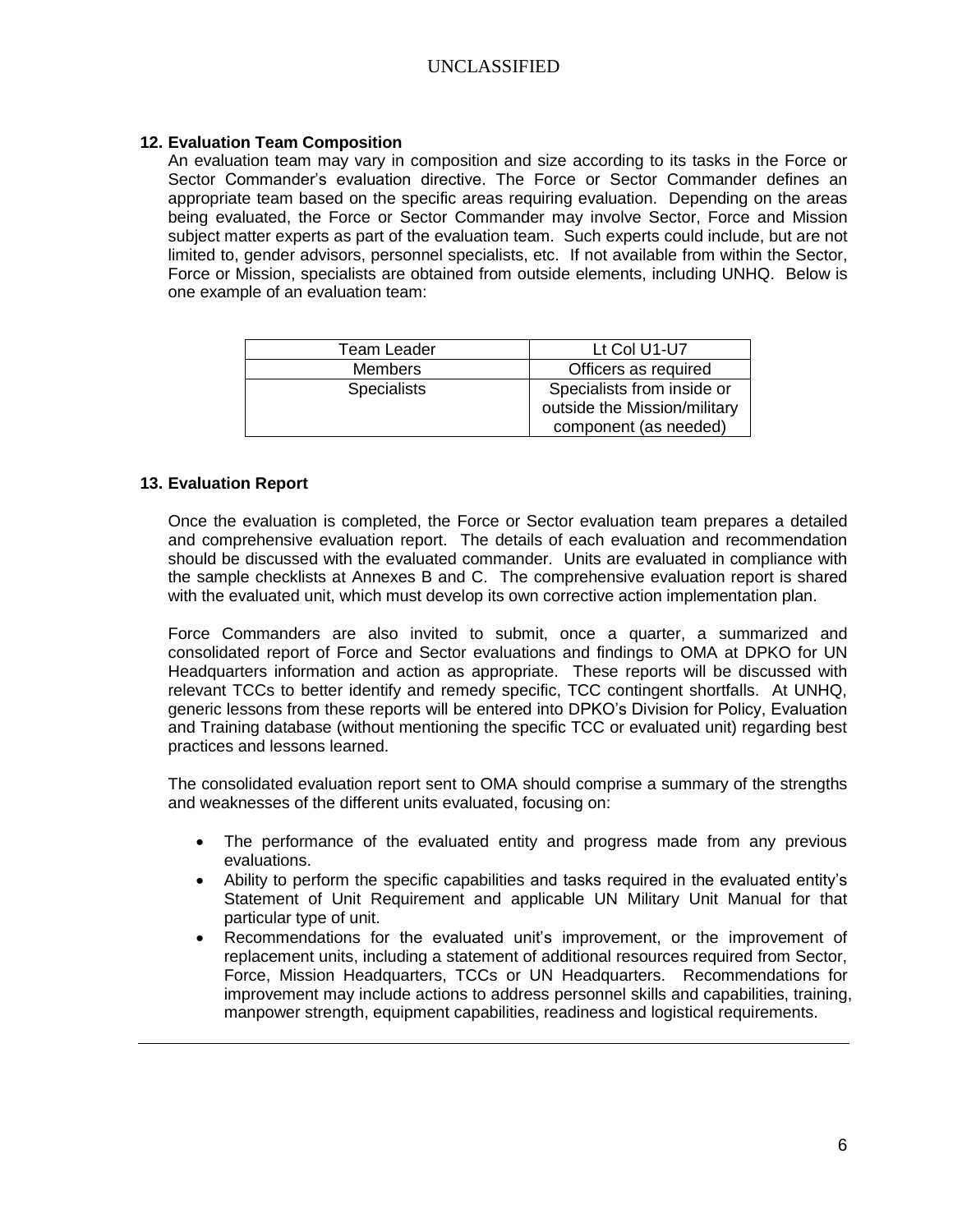## 12. Evaluation Team Composition

An evaluation team may vary in composition and size according to its tasks in the Force or Sector Commander's evaluation directive. The Force or Sector Commander defines an appropriate team based on the specific areas requiring evaluation. Depending on the areas being evaluated, the Force or Sector Commander may involve Sector, Force and Mission subject matter experts as part of the evaluation team. Such experts could include, but are not limited to, gender advisors, personnel specialists, etc. If not available from within the Sector, Force or Mission, specialists are obtained from outside elements, including UNHQ. Below is one example of an evaluation team:

| Team Leader | Lt Col U1-U7 |
|---|---|
| Members | Officers as required |
| Specialists | Specialists from inside or outside the Mission/military component (as needed) |

## 13. Evaluation Report

Once the evaluation is completed, the Force or Sector evaluation team prepares a detailed and comprehensive evaluation report. The details of each evaluation and recommendation should be discussed with the evaluated commander. Units are evaluated in compliance with the sample checklists at Annexes B and C. The comprehensive evaluation report is shared with the evaluated unit, which must develop its own corrective action implementation plan.

Force Commanders are also invited to submit, once a quarter, a summarized and consolidated report of Force and Sector evaluations and findings to OMA at DPKO for UN Headquarters information and action as appropriate. These reports will be discussed with relevant TCCs to better identify and remedy specific, TCC contingent shortfalls. At UNHQ, generic lessons from these reports will be entered into DPKO's Division for Policy, Evaluation and Training database (without mentioning the specific TCC or evaluated unit) regarding best practices and lessons learned.

The consolidated evaluation report sent to OMA should comprise a summary of the strengths and weaknesses of the different units evaluated, focusing on:

- The performance of the evaluated entity and progress made from any previous evaluations.
- Ability to perform the specific capabilities and tasks required in the evaluated entity's Statement of Unit Requirement and applicable UN Military Unit Manual for that particular type of unit.
- Recommendations for the evaluated unit's improvement, or the improvement of replacement units, including a statement of additional resources required from Sector, Force, Mission Headquarters, TCCs or UN Headquarters. Recommendations for improvement may include actions to address personnel skills and capabilities, training, manpower strength, equipment capabilities, readiness and logistical requirements.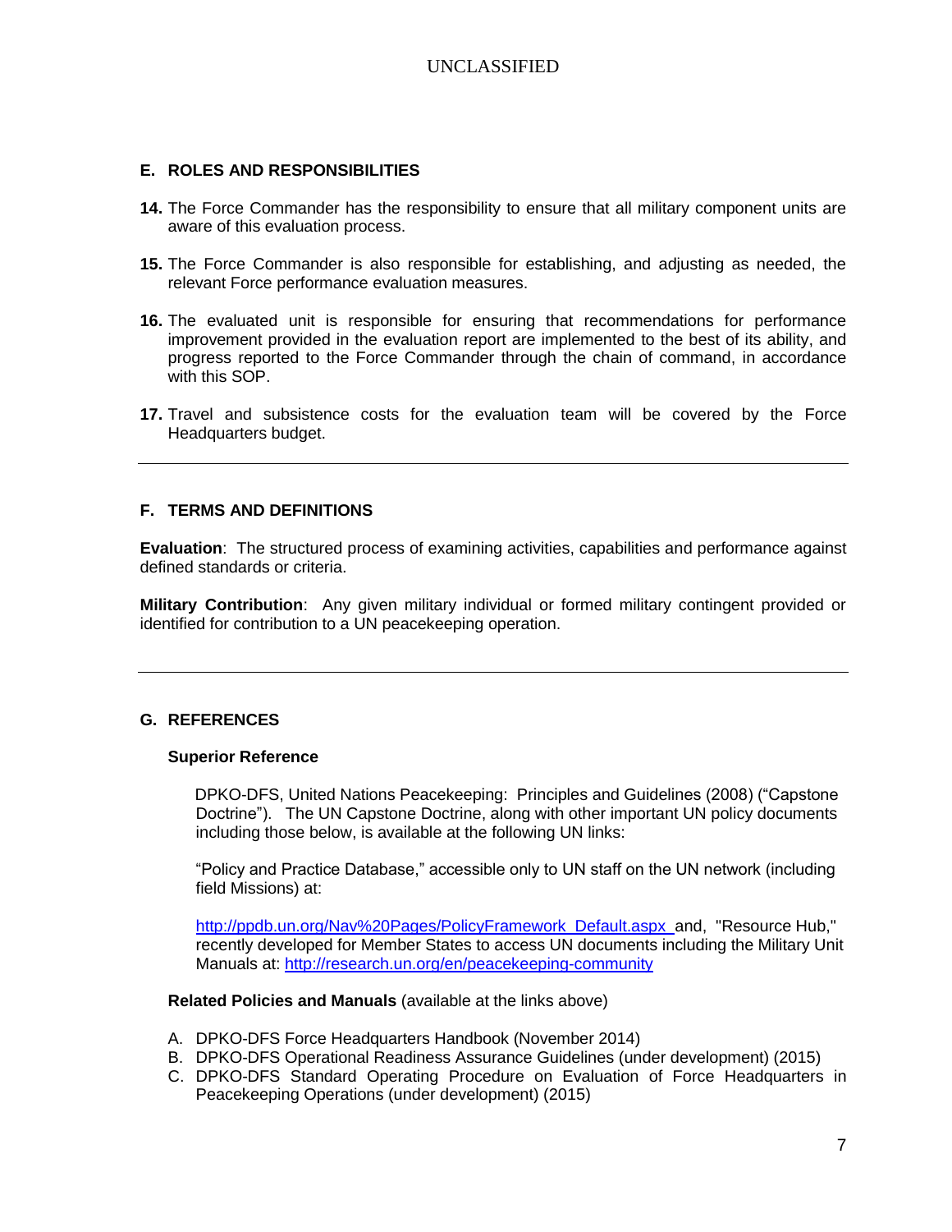## E. ROLES AND RESPONSIBILITIES

**14.** The Force Commander has the responsibility to ensure that all military component units are aware of this evaluation process.

**15.** The Force Commander is also responsible for establishing, and adjusting as needed, the relevant Force performance evaluation measures.

**16.** The evaluated unit is responsible for ensuring that recommendations for performance improvement provided in the evaluation report are implemented to the best of its ability, and progress reported to the Force Commander through the chain of command, in accordance with this SOP.

**17.** Travel and subsistence costs for the evaluation team will be covered by the Force Headquarters budget.

---

## F. TERMS AND DEFINITIONS

**Evaluation**: The structured process of examining activities, capabilities and performance against defined standards or criteria.

**Military Contribution**: Any given military individual or formed military contingent provided or identified for contribution to a UN peacekeeping operation.

---

## G. REFERENCES

### Superior Reference

DPKO-DFS, United Nations Peacekeeping: Principles and Guidelines (2008) ("Capstone Doctrine"). The UN Capstone Doctrine, along with other important UN policy documents including those below, is available at the following UN links:

"Policy and Practice Database," accessible only to UN staff on the UN network (including field Missions) at:

http://ppdb.un.org/Nav%20Pages/PolicyFramework_Default.aspx and, "Resource Hub," recently developed for Member States to access UN documents including the Military Unit Manuals at: http://research.un.org/en/peacekeeping-community

**Related Policies and Manuals** (available at the links above)

A. DPKO-DFS Force Headquarters Handbook (November 2014)
B. DPKO-DFS Operational Readiness Assurance Guidelines (under development) (2015)
C. DPKO-DFS Standard Operating Procedure on Evaluation of Force Headquarters in Peacekeeping Operations (under development) (2015)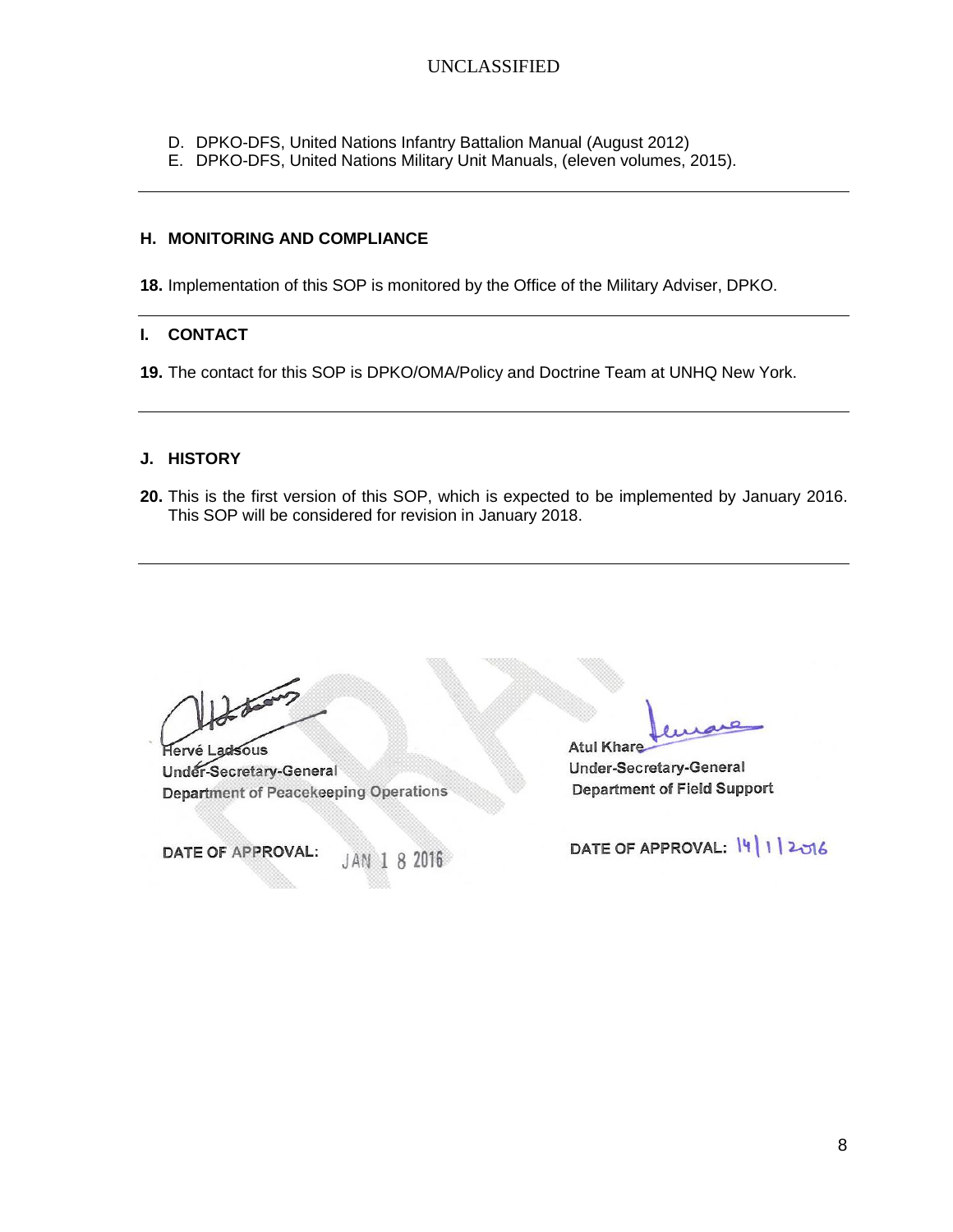D. DPKO-DFS, United Nations Infantry Battalion Manual (August 2012)
E. DPKO-DFS, United Nations Military Unit Manuals, (eleven volumes, 2015).

---

## H. MONITORING AND COMPLIANCE

**18.** Implementation of this SOP is monitored by the Office of the Military Adviser, DPKO.

---

## I. CONTACT

**19.** The contact for this SOP is DPKO/OMA/Policy and Doctrine Team at UNHQ New York.

---

## J. HISTORY

**20.** This is the first version of this SOP, which is expected to be implemented by January 2016. This SOP will be considered for revision in January 2018.

---

Hervé Ladsous
Under-Secretary-General
Department of Peacekeeping Operations

DATE OF APPROVAL: JAN 18 2016

Atul Khare
Under-Secretary-General
Department of Field Support

DATE OF APPROVAL: 14/1/2016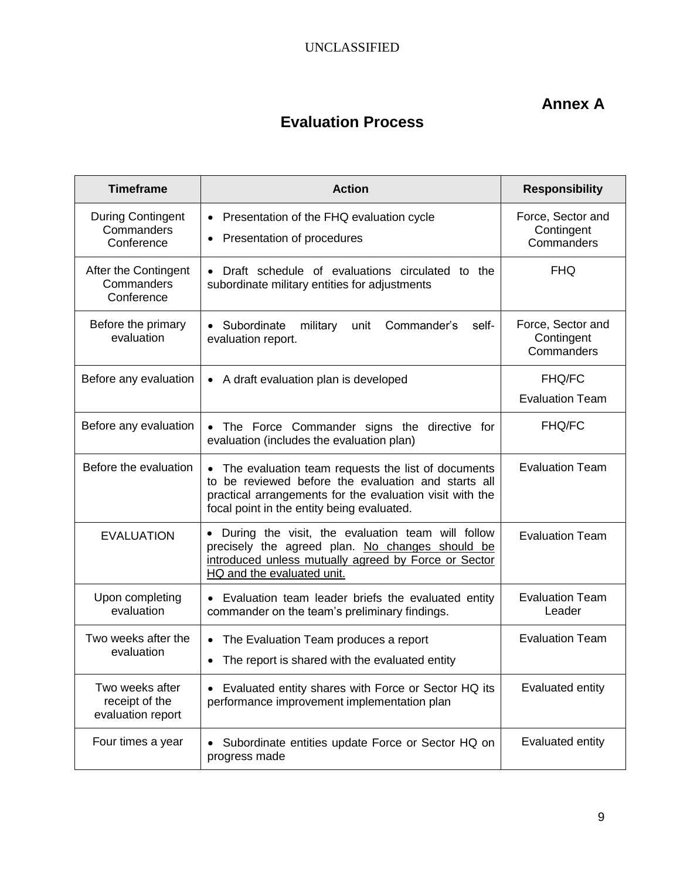## Annex A

# Evaluation Process

| Timeframe | Action | Responsibility |
|---|---|---|
| During Contingent Commanders Conference | • Presentation of the FHQ evaluation cycle<br>• Presentation of procedures | Force, Sector and Contingent Commanders |
| After the Contingent Commanders Conference | • Draft schedule of evaluations circulated to the subordinate military entities for adjustments | FHQ |
| Before the primary evaluation | • Subordinate military unit Commander's self-evaluation report. | Force, Sector and Contingent Commanders |
| Before any evaluation | • A draft evaluation plan is developed | FHQ/FC<br>Evaluation Team |
| Before any evaluation | • The Force Commander signs the directive for evaluation (includes the evaluation plan) | FHQ/FC |
| Before the evaluation | • The evaluation team requests the list of documents to be reviewed before the evaluation and starts all practical arrangements for the evaluation visit with the focal point in the entity being evaluated. | Evaluation Team |
| EVALUATION | • During the visit, the evaluation team will follow precisely the agreed plan. <u>No changes should be introduced unless mutually agreed by Force or Sector HQ and the evaluated unit.</u> | Evaluation Team |
| Upon completing evaluation | • Evaluation team leader briefs the evaluated entity commander on the team's preliminary findings. | Evaluation Team Leader |
| Two weeks after the evaluation | • The Evaluation Team produces a report<br>• The report is shared with the evaluated entity | Evaluation Team |
| Two weeks after receipt of the evaluation report | • Evaluated entity shares with Force or Sector HQ its performance improvement implementation plan | Evaluated entity |
| Four times a year | • Subordinate entities update Force or Sector HQ on progress made | Evaluated entity |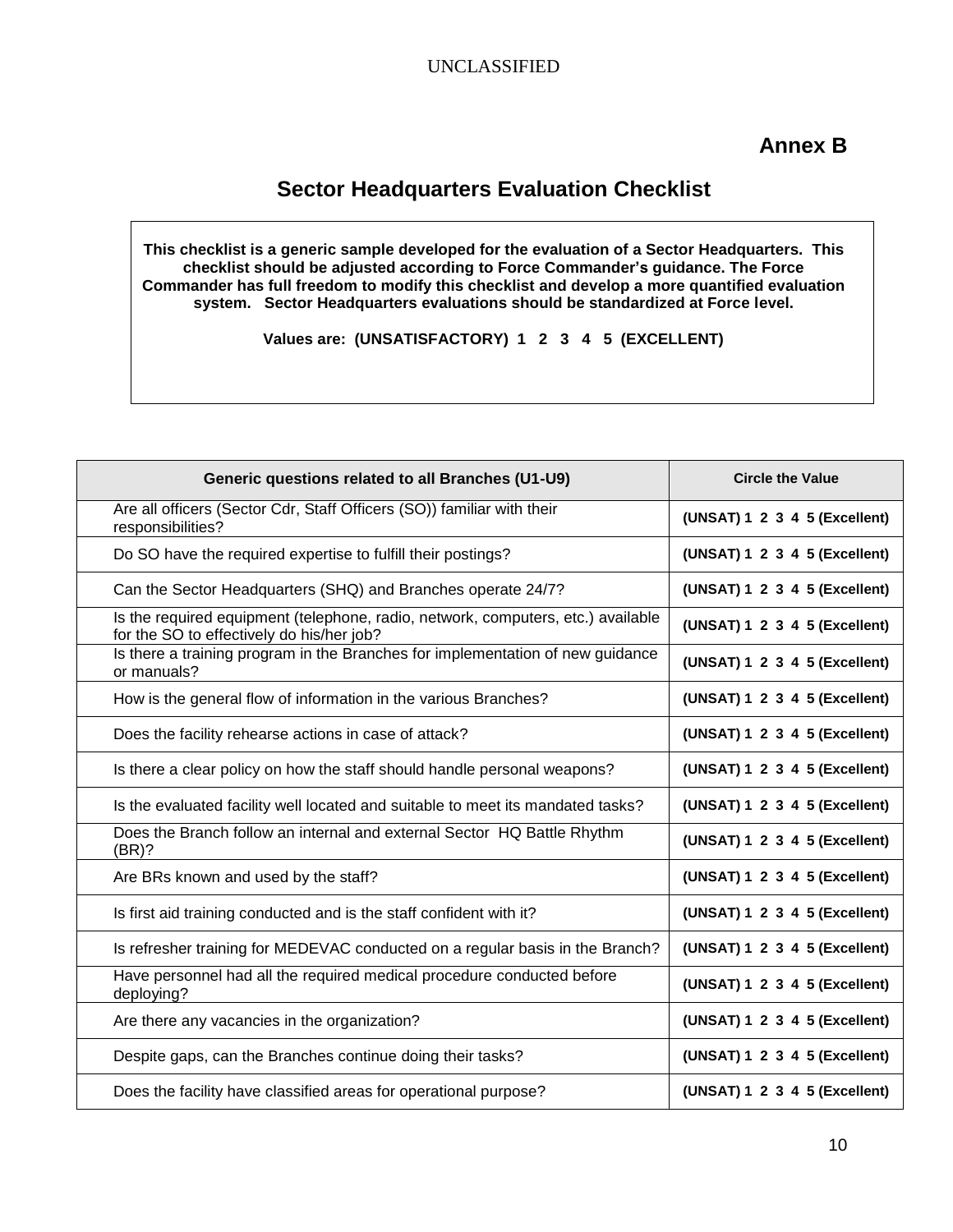## Annex B

# Sector Headquarters Evaluation Checklist

**This checklist is a generic sample developed for the evaluation of a Sector Headquarters. This checklist should be adjusted according to Force Commander's guidance. The Force Commander has full freedom to modify this checklist and develop a more quantified evaluation system. Sector Headquarters evaluations should be standardized at Force level.**

**Values are: (UNSATISFACTORY) 1 2 3 4 5 (EXCELLENT)**

| Generic questions related to all Branches (U1-U9) | Circle the Value |
|---|---|
| Are all officers (Sector Cdr, Staff Officers (SO)) familiar with their responsibilities? | (UNSAT) 1 2 3 4 5 (Excellent) |
| Do SO have the required expertise to fulfill their postings? | (UNSAT) 1 2 3 4 5 (Excellent) |
| Can the Sector Headquarters (SHQ) and Branches operate 24/7? | (UNSAT) 1 2 3 4 5 (Excellent) |
| Is the required equipment (telephone, radio, network, computers, etc.) available for the SO to effectively do his/her job? | (UNSAT) 1 2 3 4 5 (Excellent) |
| Is there a training program in the Branches for implementation of new guidance or manuals? | (UNSAT) 1 2 3 4 5 (Excellent) |
| How is the general flow of information in the various Branches? | (UNSAT) 1 2 3 4 5 (Excellent) |
| Does the facility rehearse actions in case of attack? | (UNSAT) 1 2 3 4 5 (Excellent) |
| Is there a clear policy on how the staff should handle personal weapons? | (UNSAT) 1 2 3 4 5 (Excellent) |
| Is the evaluated facility well located and suitable to meet its mandated tasks? | (UNSAT) 1 2 3 4 5 (Excellent) |
| Does the Branch follow an internal and external Sector HQ Battle Rhythm (BR)? | (UNSAT) 1 2 3 4 5 (Excellent) |
| Are BRs known and used by the staff? | (UNSAT) 1 2 3 4 5 (Excellent) |
| Is first aid training conducted and is the staff confident with it? | (UNSAT) 1 2 3 4 5 (Excellent) |
| Is refresher training for MEDEVAC conducted on a regular basis in the Branch? | (UNSAT) 1 2 3 4 5 (Excellent) |
| Have personnel had all the required medical procedure conducted before deploying? | (UNSAT) 1 2 3 4 5 (Excellent) |
| Are there any vacancies in the organization? | (UNSAT) 1 2 3 4 5 (Excellent) |
| Despite gaps, can the Branches continue doing their tasks? | (UNSAT) 1 2 3 4 5 (Excellent) |
| Does the facility have classified areas for operational purpose? | (UNSAT) 1 2 3 4 5 (Excellent) |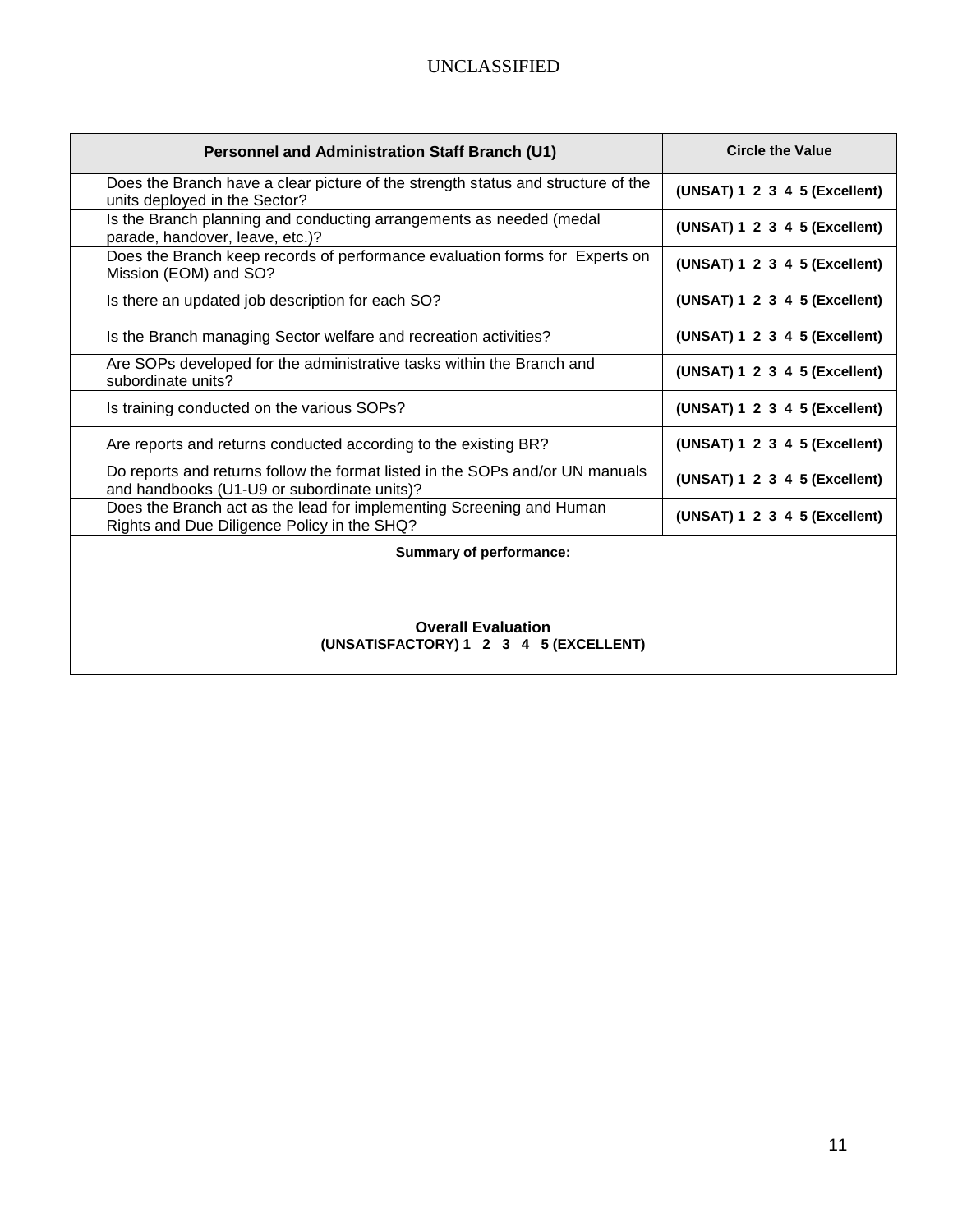| Personnel and Administration Staff Branch (U1) | Circle the Value |
|---|---|
| Does the Branch have a clear picture of the strength status and structure of the units deployed in the Sector? | (UNSAT) 1 2 3 4 5 (Excellent) |
| Is the Branch planning and conducting arrangements as needed (medal parade, handover, leave, etc.)? | (UNSAT) 1 2 3 4 5 (Excellent) |
| Does the Branch keep records of performance evaluation forms for Experts on Mission (EOM) and SO? | (UNSAT) 1 2 3 4 5 (Excellent) |
| Is there an updated job description for each SO? | (UNSAT) 1 2 3 4 5 (Excellent) |
| Is the Branch managing Sector welfare and recreation activities? | (UNSAT) 1 2 3 4 5 (Excellent) |
| Are SOPs developed for the administrative tasks within the Branch and subordinate units? | (UNSAT) 1 2 3 4 5 (Excellent) |
| Is training conducted on the various SOPs? | (UNSAT) 1 2 3 4 5 (Excellent) |
| Are reports and returns conducted according to the existing BR? | (UNSAT) 1 2 3 4 5 (Excellent) |
| Do reports and returns follow the format listed in the SOPs and/or UN manuals and handbooks (U1-U9 or subordinate units)? | (UNSAT) 1 2 3 4 5 (Excellent) |
| Does the Branch act as the lead for implementing Screening and Human Rights and Due Diligence Policy in the SHQ? | (UNSAT) 1 2 3 4 5 (Excellent) |

**Summary of performance:**

**Overall Evaluation**
**(UNSATISFACTORY) 1 2 3 4 5 (EXCELLENT)**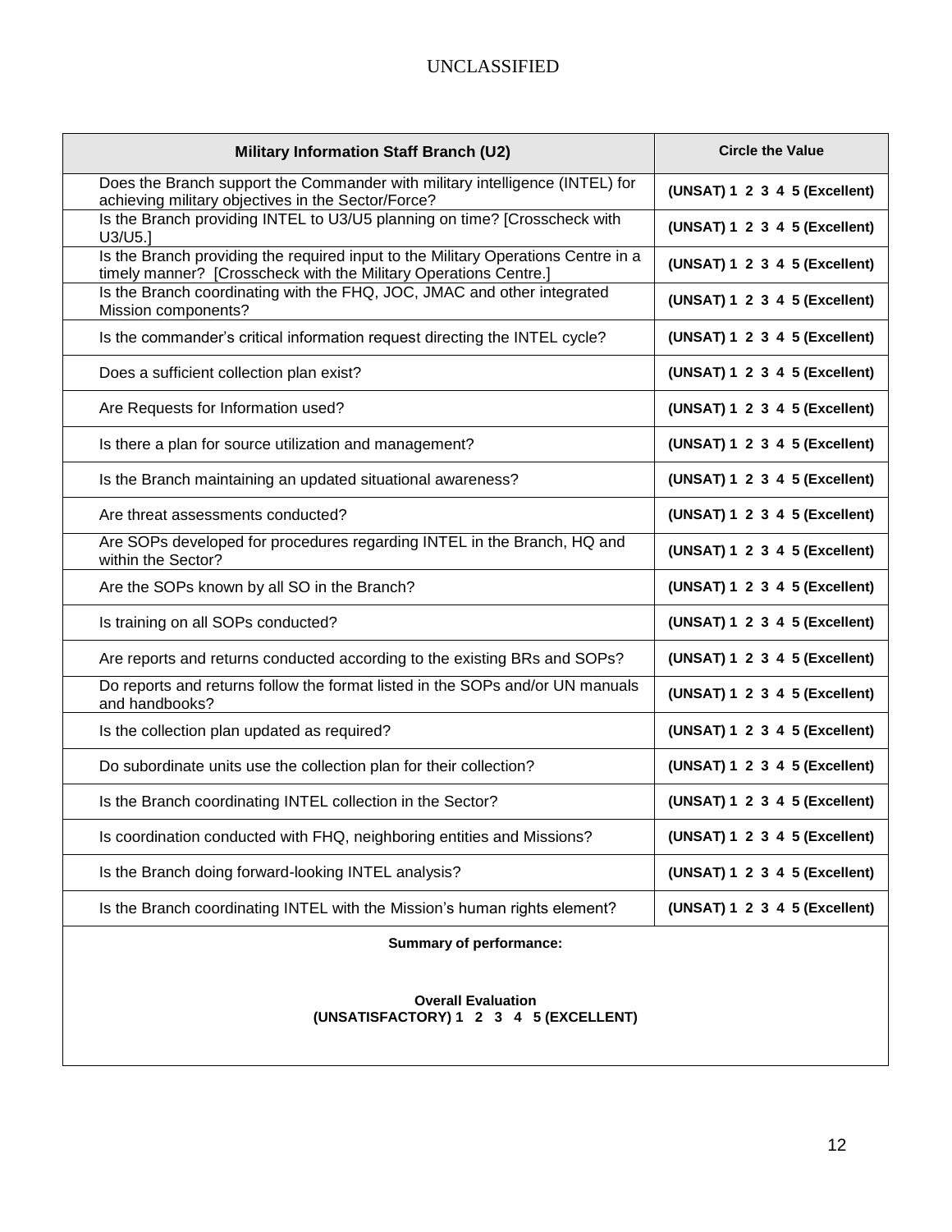| Military Information Staff Branch (U2) | Circle the Value |
|---|---|
| Does the Branch support the Commander with military intelligence (INTEL) for achieving military objectives in the Sector/Force? | **(UNSAT) 1 2 3 4 5 (Excellent)** |
| Is the Branch providing INTEL to U3/U5 planning on time? [Crosscheck with U3/U5.] | **(UNSAT) 1 2 3 4 5 (Excellent)** |
| Is the Branch providing the required input to the Military Operations Centre in a timely manner? [Crosscheck with the Military Operations Centre.] | **(UNSAT) 1 2 3 4 5 (Excellent)** |
| Is the Branch coordinating with the FHQ, JOC, JMAC and other integrated Mission components? | **(UNSAT) 1 2 3 4 5 (Excellent)** |
| Is the commander's critical information request directing the INTEL cycle? | **(UNSAT) 1 2 3 4 5 (Excellent)** |
| Does a sufficient collection plan exist? | **(UNSAT) 1 2 3 4 5 (Excellent)** |
| Are Requests for Information used? | **(UNSAT) 1 2 3 4 5 (Excellent)** |
| Is there a plan for source utilization and management? | **(UNSAT) 1 2 3 4 5 (Excellent)** |
| Is the Branch maintaining an updated situational awareness? | **(UNSAT) 1 2 3 4 5 (Excellent)** |
| Are threat assessments conducted? | **(UNSAT) 1 2 3 4 5 (Excellent)** |
| Are SOPs developed for procedures regarding INTEL in the Branch, HQ and within the Sector? | **(UNSAT) 1 2 3 4 5 (Excellent)** |
| Are the SOPs known by all SO in the Branch? | **(UNSAT) 1 2 3 4 5 (Excellent)** |
| Is training on all SOPs conducted? | **(UNSAT) 1 2 3 4 5 (Excellent)** |
| Are reports and returns conducted according to the existing BRs and SOPs? | **(UNSAT) 1 2 3 4 5 (Excellent)** |
| Do reports and returns follow the format listed in the SOPs and/or UN manuals and handbooks? | **(UNSAT) 1 2 3 4 5 (Excellent)** |
| Is the collection plan updated as required? | **(UNSAT) 1 2 3 4 5 (Excellent)** |
| Do subordinate units use the collection plan for their collection? | **(UNSAT) 1 2 3 4 5 (Excellent)** |
| Is the Branch coordinating INTEL collection in the Sector? | **(UNSAT) 1 2 3 4 5 (Excellent)** |
| Is coordination conducted with FHQ, neighboring entities and Missions? | **(UNSAT) 1 2 3 4 5 (Excellent)** |
| Is the Branch doing forward-looking INTEL analysis? | **(UNSAT) 1 2 3 4 5 (Excellent)** |
| Is the Branch coordinating INTEL with the Mission's human rights element? | **(UNSAT) 1 2 3 4 5 (Excellent)** |
| **Summary of performance:**<br><br>**Overall Evaluation**<br>**(UNSATISFACTORY) 1 2 3 4 5 (EXCELLENT)** | |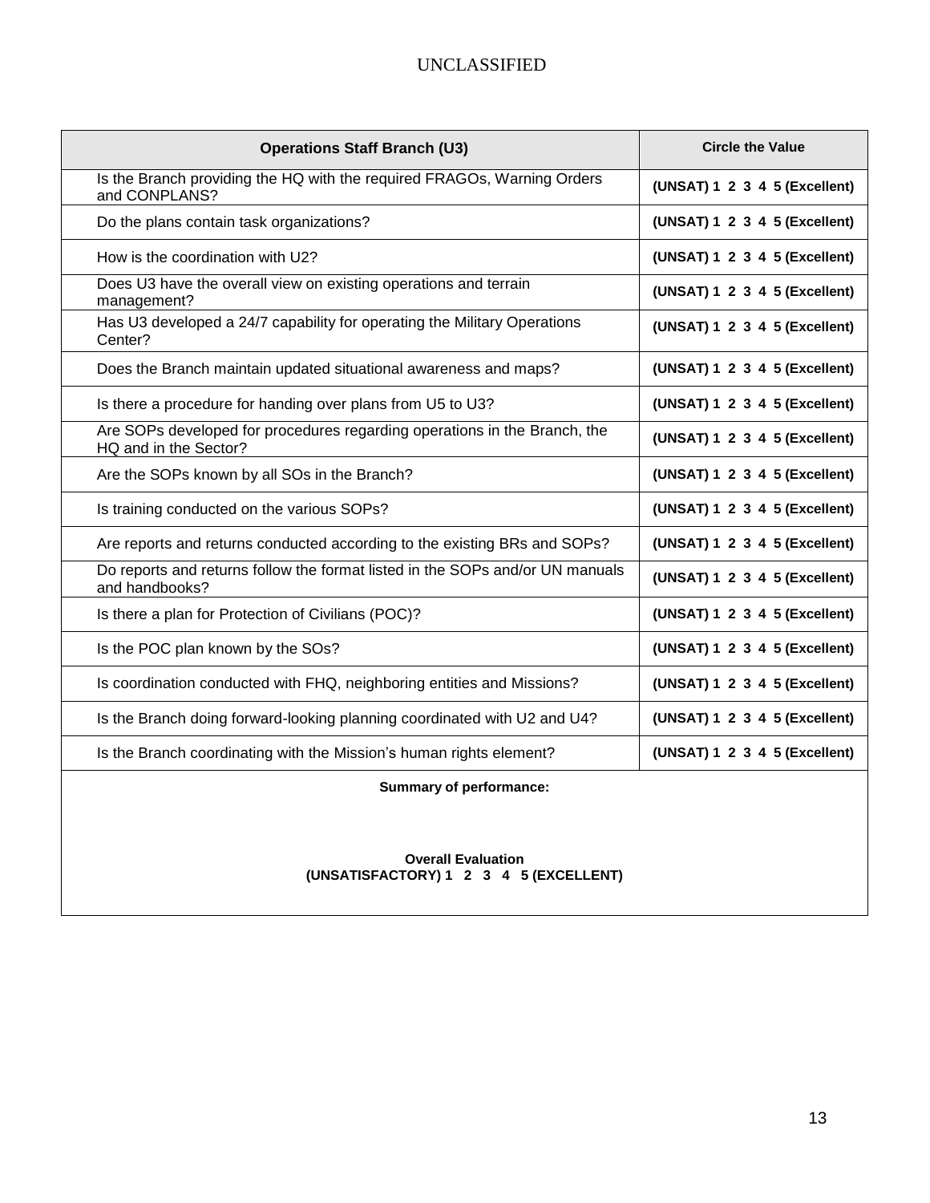| Operations Staff Branch (U3) | Circle the Value |
|---|---|
| Is the Branch providing the HQ with the required FRAGOs, Warning Orders and CONPLANS? | (UNSAT) 1 2 3 4 5 (Excellent) |
| Do the plans contain task organizations? | (UNSAT) 1 2 3 4 5 (Excellent) |
| How is the coordination with U2? | (UNSAT) 1 2 3 4 5 (Excellent) |
| Does U3 have the overall view on existing operations and terrain management? | (UNSAT) 1 2 3 4 5 (Excellent) |
| Has U3 developed a 24/7 capability for operating the Military Operations Center? | (UNSAT) 1 2 3 4 5 (Excellent) |
| Does the Branch maintain updated situational awareness and maps? | (UNSAT) 1 2 3 4 5 (Excellent) |
| Is there a procedure for handing over plans from U5 to U3? | (UNSAT) 1 2 3 4 5 (Excellent) |
| Are SOPs developed for procedures regarding operations in the Branch, the HQ and in the Sector? | (UNSAT) 1 2 3 4 5 (Excellent) |
| Are the SOPs known by all SOs in the Branch? | (UNSAT) 1 2 3 4 5 (Excellent) |
| Is training conducted on the various SOPs? | (UNSAT) 1 2 3 4 5 (Excellent) |
| Are reports and returns conducted according to the existing BRs and SOPs? | (UNSAT) 1 2 3 4 5 (Excellent) |
| Do reports and returns follow the format listed in the SOPs and/or UN manuals and handbooks? | (UNSAT) 1 2 3 4 5 (Excellent) |
| Is there a plan for Protection of Civilians (POC)? | (UNSAT) 1 2 3 4 5 (Excellent) |
| Is the POC plan known by the SOs? | (UNSAT) 1 2 3 4 5 (Excellent) |
| Is coordination conducted with FHQ, neighboring entities and Missions? | (UNSAT) 1 2 3 4 5 (Excellent) |
| Is the Branch doing forward-looking planning coordinated with U2 and U4? | (UNSAT) 1 2 3 4 5 (Excellent) |
| Is the Branch coordinating with the Mission's human rights element? | (UNSAT) 1 2 3 4 5 (Excellent) |

**Summary of performance:**

**Overall Evaluation**
**(UNSATISFACTORY) 1 2 3 4 5 (EXCELLENT)**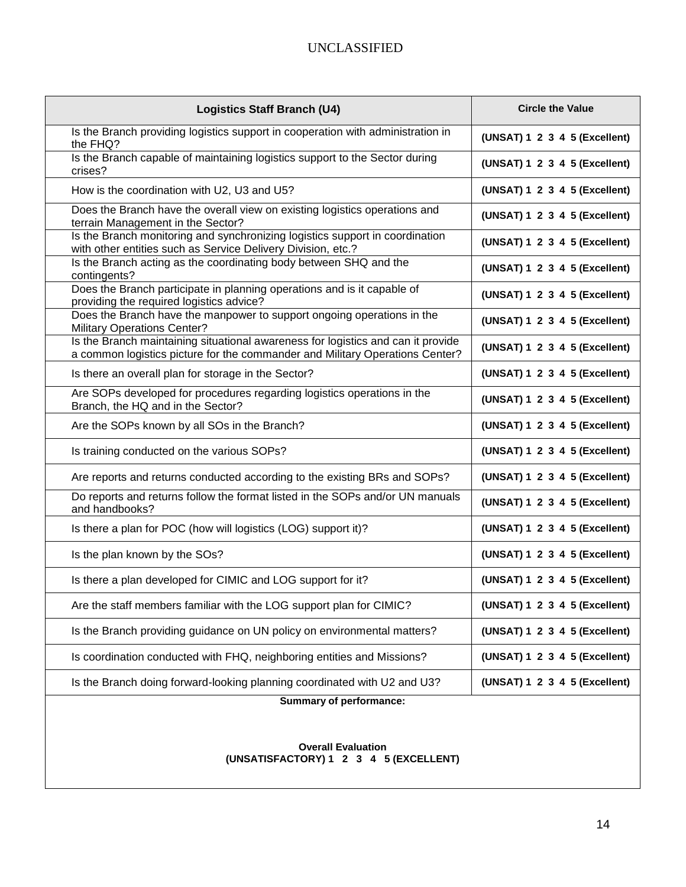| Logistics Staff Branch (U4) | Circle the Value |
|---|---|
| Is the Branch providing logistics support in cooperation with administration in the FHQ? | (UNSAT) 1 2 3 4 5 (Excellent) |
| Is the Branch capable of maintaining logistics support to the Sector during crises? | (UNSAT) 1 2 3 4 5 (Excellent) |
| How is the coordination with U2, U3 and U5? | (UNSAT) 1 2 3 4 5 (Excellent) |
| Does the Branch have the overall view on existing logistics operations and terrain Management in the Sector? | (UNSAT) 1 2 3 4 5 (Excellent) |
| Is the Branch monitoring and synchronizing logistics support in coordination with other entities such as Service Delivery Division, etc.? | (UNSAT) 1 2 3 4 5 (Excellent) |
| Is the Branch acting as the coordinating body between SHQ and the contingents? | (UNSAT) 1 2 3 4 5 (Excellent) |
| Does the Branch participate in planning operations and is it capable of providing the required logistics advice? | (UNSAT) 1 2 3 4 5 (Excellent) |
| Does the Branch have the manpower to support ongoing operations in the Military Operations Center? | (UNSAT) 1 2 3 4 5 (Excellent) |
| Is the Branch maintaining situational awareness for logistics and can it provide a common logistics picture for the commander and Military Operations Center? | (UNSAT) 1 2 3 4 5 (Excellent) |
| Is there an overall plan for storage in the Sector? | (UNSAT) 1 2 3 4 5 (Excellent) |
| Are SOPs developed for procedures regarding logistics operations in the Branch, the HQ and in the Sector? | (UNSAT) 1 2 3 4 5 (Excellent) |
| Are the SOPs known by all SOs in the Branch? | (UNSAT) 1 2 3 4 5 (Excellent) |
| Is training conducted on the various SOPs? | (UNSAT) 1 2 3 4 5 (Excellent) |
| Are reports and returns conducted according to the existing BRs and SOPs? | (UNSAT) 1 2 3 4 5 (Excellent) |
| Do reports and returns follow the format listed in the SOPs and/or UN manuals and handbooks? | (UNSAT) 1 2 3 4 5 (Excellent) |
| Is there a plan for POC (how will logistics (LOG) support it)? | (UNSAT) 1 2 3 4 5 (Excellent) |
| Is the plan known by the SOs? | (UNSAT) 1 2 3 4 5 (Excellent) |
| Is there a plan developed for CIMIC and LOG support for it? | (UNSAT) 1 2 3 4 5 (Excellent) |
| Are the staff members familiar with the LOG support plan for CIMIC? | (UNSAT) 1 2 3 4 5 (Excellent) |
| Is the Branch providing guidance on UN policy on environmental matters? | (UNSAT) 1 2 3 4 5 (Excellent) |
| Is coordination conducted with FHQ, neighboring entities and Missions? | (UNSAT) 1 2 3 4 5 (Excellent) |
| Is the Branch doing forward-looking planning coordinated with U2 and U3? | (UNSAT) 1 2 3 4 5 (Excellent) |

**Summary of performance:**

**Overall Evaluation**
**(UNSATISFACTORY) 1 2 3 4 5 (EXCELLENT)**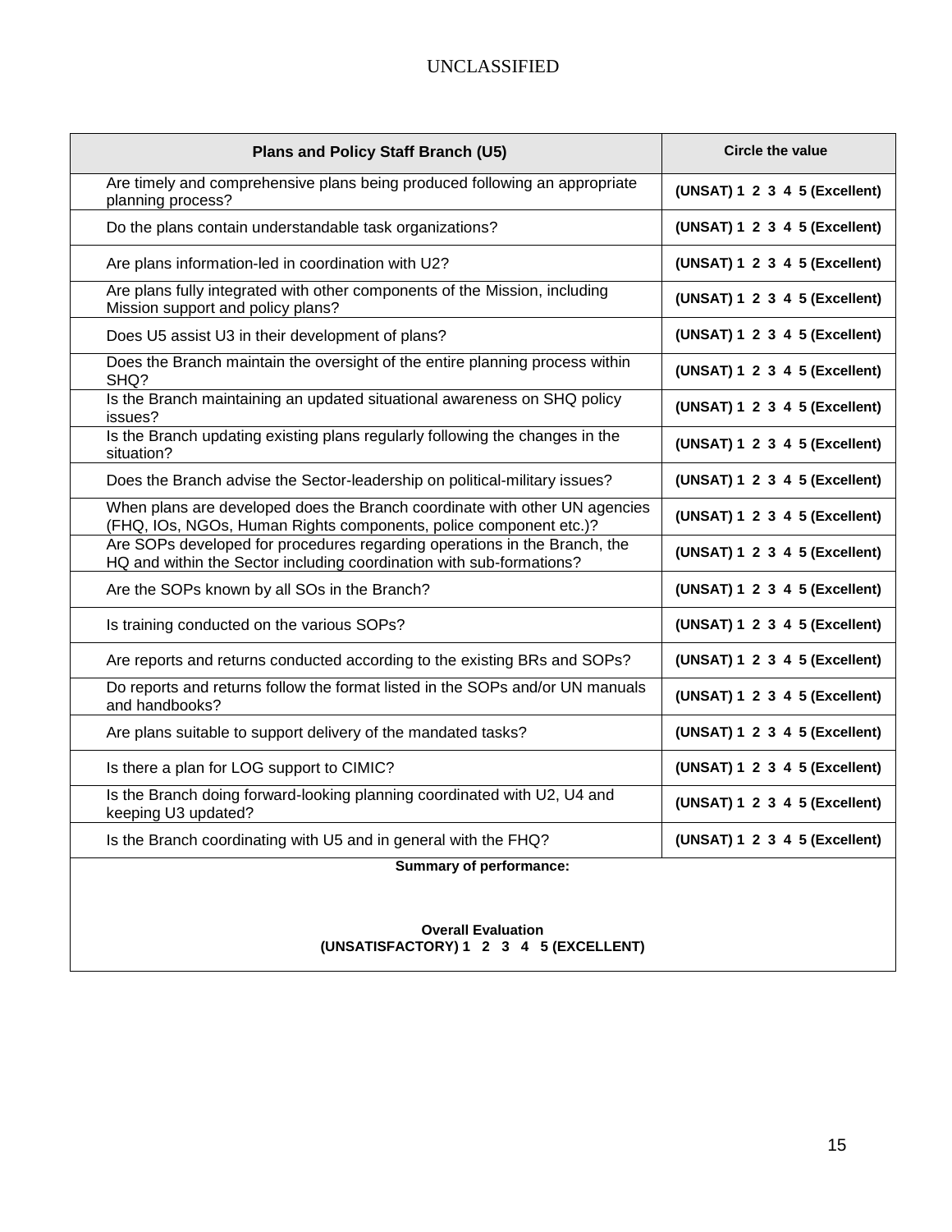| Plans and Policy Staff Branch (U5) | Circle the value |
|---|---|
| Are timely and comprehensive plans being produced following an appropriate planning process? | (UNSAT) 1 2 3 4 5 (Excellent) |
| Do the plans contain understandable task organizations? | (UNSAT) 1 2 3 4 5 (Excellent) |
| Are plans information-led in coordination with U2? | (UNSAT) 1 2 3 4 5 (Excellent) |
| Are plans fully integrated with other components of the Mission, including Mission support and policy plans? | (UNSAT) 1 2 3 4 5 (Excellent) |
| Does U5 assist U3 in their development of plans? | (UNSAT) 1 2 3 4 5 (Excellent) |
| Does the Branch maintain the oversight of the entire planning process within SHQ? | (UNSAT) 1 2 3 4 5 (Excellent) |
| Is the Branch maintaining an updated situational awareness on SHQ policy issues? | (UNSAT) 1 2 3 4 5 (Excellent) |
| Is the Branch updating existing plans regularly following the changes in the situation? | (UNSAT) 1 2 3 4 5 (Excellent) |
| Does the Branch advise the Sector-leadership on political-military issues? | (UNSAT) 1 2 3 4 5 (Excellent) |
| When plans are developed does the Branch coordinate with other UN agencies (FHQ, IOs, NGOs, Human Rights components, police component etc.)? | (UNSAT) 1 2 3 4 5 (Excellent) |
| Are SOPs developed for procedures regarding operations in the Branch, the HQ and within the Sector including coordination with sub-formations? | (UNSAT) 1 2 3 4 5 (Excellent) |
| Are the SOPs known by all SOs in the Branch? | (UNSAT) 1 2 3 4 5 (Excellent) |
| Is training conducted on the various SOPs? | (UNSAT) 1 2 3 4 5 (Excellent) |
| Are reports and returns conducted according to the existing BRs and SOPs? | (UNSAT) 1 2 3 4 5 (Excellent) |
| Do reports and returns follow the format listed in the SOPs and/or UN manuals and handbooks? | (UNSAT) 1 2 3 4 5 (Excellent) |
| Are plans suitable to support delivery of the mandated tasks? | (UNSAT) 1 2 3 4 5 (Excellent) |
| Is there a plan for LOG support to CIMIC? | (UNSAT) 1 2 3 4 5 (Excellent) |
| Is the Branch doing forward-looking planning coordinated with U2, U4 and keeping U3 updated? | (UNSAT) 1 2 3 4 5 (Excellent) |
| Is the Branch coordinating with U5 and in general with the FHQ? | (UNSAT) 1 2 3 4 5 (Excellent) |
| **Summary of performance:**<br><br>**Overall Evaluation**<br>**(UNSATISFACTORY) 1 2 3 4 5 (EXCELLENT)** | |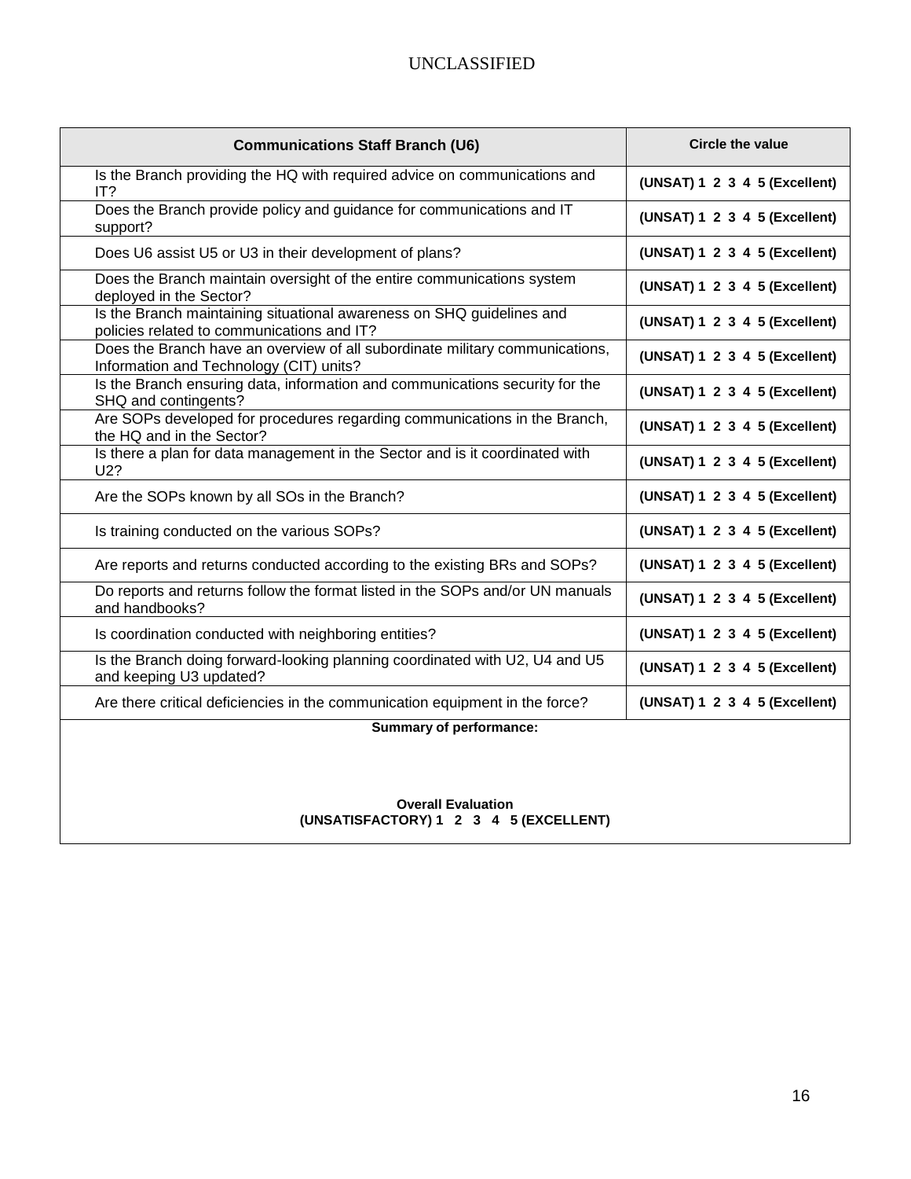| Communications Staff Branch (U6) | Circle the value |
|---|---|
| Is the Branch providing the HQ with required advice on communications and IT? | (UNSAT) 1 2 3 4 5 (Excellent) |
| Does the Branch provide policy and guidance for communications and IT support? | (UNSAT) 1 2 3 4 5 (Excellent) |
| Does U6 assist U5 or U3 in their development of plans? | (UNSAT) 1 2 3 4 5 (Excellent) |
| Does the Branch maintain oversight of the entire communications system deployed in the Sector? | (UNSAT) 1 2 3 4 5 (Excellent) |
| Is the Branch maintaining situational awareness on SHQ guidelines and policies related to communications and IT? | (UNSAT) 1 2 3 4 5 (Excellent) |
| Does the Branch have an overview of all subordinate military communications, Information and Technology (CIT) units? | (UNSAT) 1 2 3 4 5 (Excellent) |
| Is the Branch ensuring data, information and communications security for the SHQ and contingents? | (UNSAT) 1 2 3 4 5 (Excellent) |
| Are SOPs developed for procedures regarding communications in the Branch, the HQ and in the Sector? | (UNSAT) 1 2 3 4 5 (Excellent) |
| Is there a plan for data management in the Sector and is it coordinated with U2? | (UNSAT) 1 2 3 4 5 (Excellent) |
| Are the SOPs known by all SOs in the Branch? | (UNSAT) 1 2 3 4 5 (Excellent) |
| Is training conducted on the various SOPs? | (UNSAT) 1 2 3 4 5 (Excellent) |
| Are reports and returns conducted according to the existing BRs and SOPs? | (UNSAT) 1 2 3 4 5 (Excellent) |
| Do reports and returns follow the format listed in the SOPs and/or UN manuals and handbooks? | (UNSAT) 1 2 3 4 5 (Excellent) |
| Is coordination conducted with neighboring entities? | (UNSAT) 1 2 3 4 5 (Excellent) |
| Is the Branch doing forward-looking planning coordinated with U2, U4 and U5 and keeping U3 updated? | (UNSAT) 1 2 3 4 5 (Excellent) |
| Are there critical deficiencies in the communication equipment in the force? | (UNSAT) 1 2 3 4 5 (Excellent) |
| **Summary of performance:**<br><br>**Overall Evaluation**<br>**(UNSATISFACTORY) 1 2 3 4 5 (EXCELLENT)** | |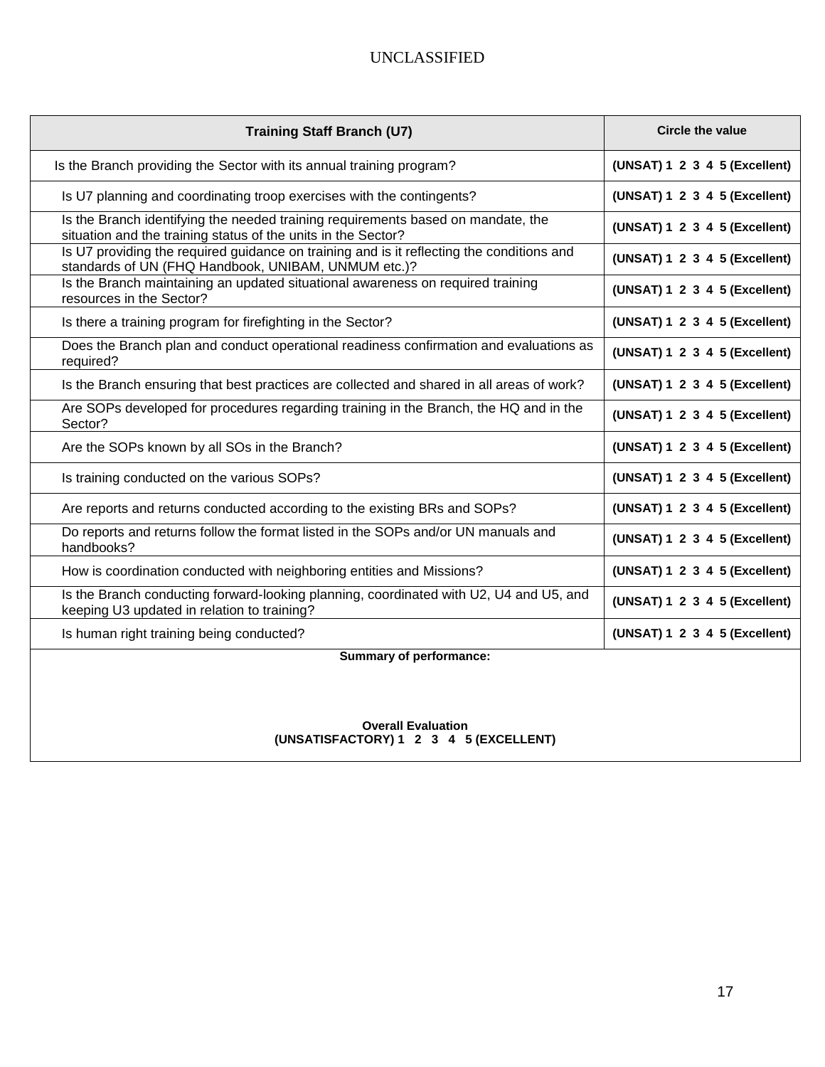| Training Staff Branch (U7) | Circle the value |
|---|---|
| Is the Branch providing the Sector with its annual training program? | (UNSAT) 1 2 3 4 5 (Excellent) |
| Is U7 planning and coordinating troop exercises with the contingents? | (UNSAT) 1 2 3 4 5 (Excellent) |
| Is the Branch identifying the needed training requirements based on mandate, the situation and the training status of the units in the Sector? | (UNSAT) 1 2 3 4 5 (Excellent) |
| Is U7 providing the required guidance on training and is it reflecting the conditions and standards of UN (FHQ Handbook, UNIBAM, UNMUM etc.)? | (UNSAT) 1 2 3 4 5 (Excellent) |
| Is the Branch maintaining an updated situational awareness on required training resources in the Sector? | (UNSAT) 1 2 3 4 5 (Excellent) |
| Is there a training program for firefighting in the Sector? | (UNSAT) 1 2 3 4 5 (Excellent) |
| Does the Branch plan and conduct operational readiness confirmation and evaluations as required? | (UNSAT) 1 2 3 4 5 (Excellent) |
| Is the Branch ensuring that best practices are collected and shared in all areas of work? | (UNSAT) 1 2 3 4 5 (Excellent) |
| Are SOPs developed for procedures regarding training in the Branch, the HQ and in the Sector? | (UNSAT) 1 2 3 4 5 (Excellent) |
| Are the SOPs known by all SOs in the Branch? | (UNSAT) 1 2 3 4 5 (Excellent) |
| Is training conducted on the various SOPs? | (UNSAT) 1 2 3 4 5 (Excellent) |
| Are reports and returns conducted according to the existing BRs and SOPs? | (UNSAT) 1 2 3 4 5 (Excellent) |
| Do reports and returns follow the format listed in the SOPs and/or UN manuals and handbooks? | (UNSAT) 1 2 3 4 5 (Excellent) |
| How is coordination conducted with neighboring entities and Missions? | (UNSAT) 1 2 3 4 5 (Excellent) |
| Is the Branch conducting forward-looking planning, coordinated with U2, U4 and U5, and keeping U3 updated in relation to training? | (UNSAT) 1 2 3 4 5 (Excellent) |
| Is human right training being conducted? | (UNSAT) 1 2 3 4 5 (Excellent) |

**Summary of performance:**

**Overall Evaluation**
**(UNSATISFACTORY) 1 2 3 4 5 (EXCELLENT)**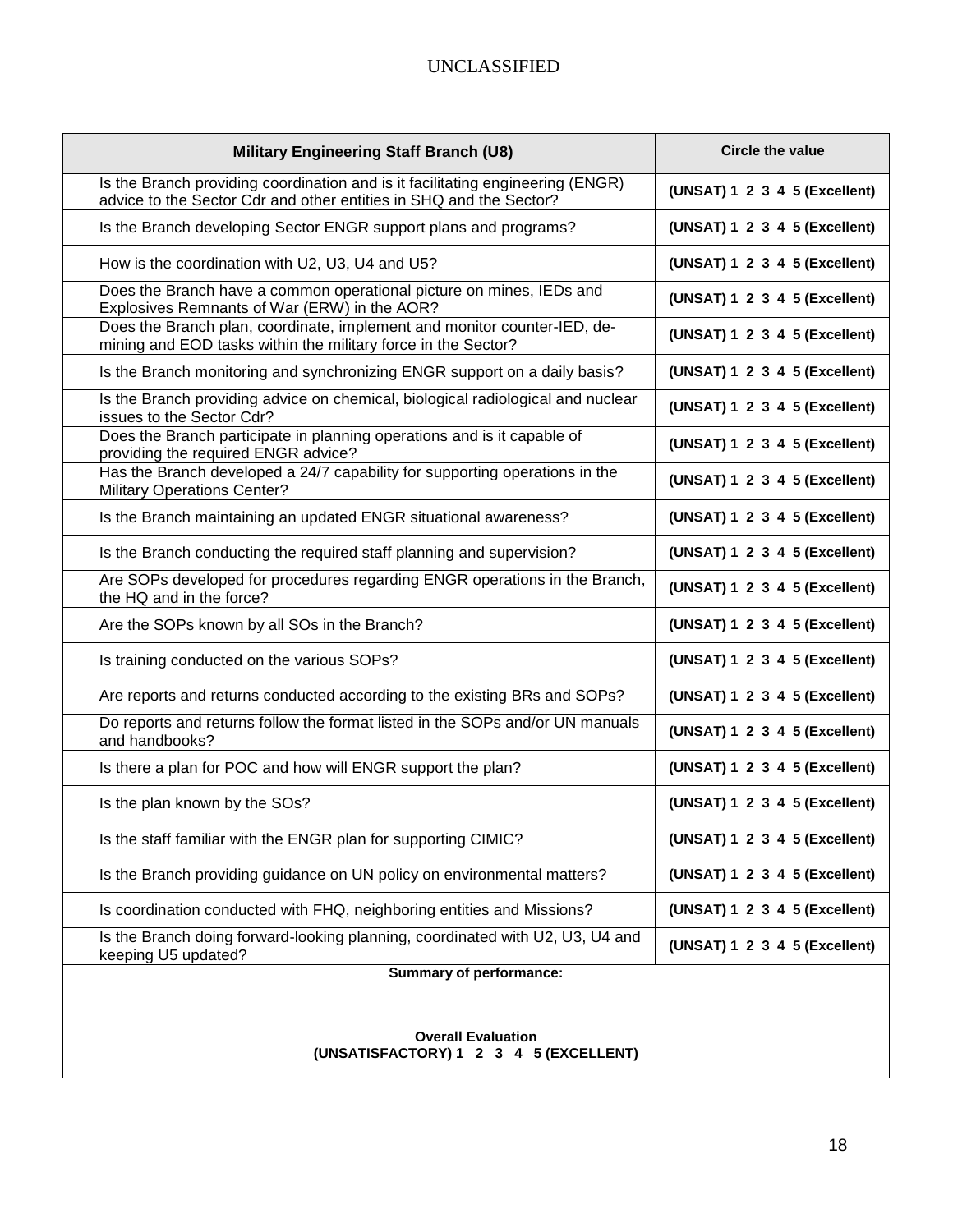| Military Engineering Staff Branch (U8) | Circle the value |
|---|---|
| Is the Branch providing coordination and is it facilitating engineering (ENGR) advice to the Sector Cdr and other entities in SHQ and the Sector? | (UNSAT) 1 2 3 4 5 (Excellent) |
| Is the Branch developing Sector ENGR support plans and programs? | (UNSAT) 1 2 3 4 5 (Excellent) |
| How is the coordination with U2, U3, U4 and U5? | (UNSAT) 1 2 3 4 5 (Excellent) |
| Does the Branch have a common operational picture on mines, IEDs and Explosives Remnants of War (ERW) in the AOR? | (UNSAT) 1 2 3 4 5 (Excellent) |
| Does the Branch plan, coordinate, implement and monitor counter-IED, de-mining and EOD tasks within the military force in the Sector? | (UNSAT) 1 2 3 4 5 (Excellent) |
| Is the Branch monitoring and synchronizing ENGR support on a daily basis? | (UNSAT) 1 2 3 4 5 (Excellent) |
| Is the Branch providing advice on chemical, biological radiological and nuclear issues to the Sector Cdr? | (UNSAT) 1 2 3 4 5 (Excellent) |
| Does the Branch participate in planning operations and is it capable of providing the required ENGR advice? | (UNSAT) 1 2 3 4 5 (Excellent) |
| Has the Branch developed a 24/7 capability for supporting operations in the Military Operations Center? | (UNSAT) 1 2 3 4 5 (Excellent) |
| Is the Branch maintaining an updated ENGR situational awareness? | (UNSAT) 1 2 3 4 5 (Excellent) |
| Is the Branch conducting the required staff planning and supervision? | (UNSAT) 1 2 3 4 5 (Excellent) |
| Are SOPs developed for procedures regarding ENGR operations in the Branch, the HQ and in the force? | (UNSAT) 1 2 3 4 5 (Excellent) |
| Are the SOPs known by all SOs in the Branch? | (UNSAT) 1 2 3 4 5 (Excellent) |
| Is training conducted on the various SOPs? | (UNSAT) 1 2 3 4 5 (Excellent) |
| Are reports and returns conducted according to the existing BRs and SOPs? | (UNSAT) 1 2 3 4 5 (Excellent) |
| Do reports and returns follow the format listed in the SOPs and/or UN manuals and handbooks? | (UNSAT) 1 2 3 4 5 (Excellent) |
| Is there a plan for POC and how will ENGR support the plan? | (UNSAT) 1 2 3 4 5 (Excellent) |
| Is the plan known by the SOs? | (UNSAT) 1 2 3 4 5 (Excellent) |
| Is the staff familiar with the ENGR plan for supporting CIMIC? | (UNSAT) 1 2 3 4 5 (Excellent) |
| Is the Branch providing guidance on UN policy on environmental matters? | (UNSAT) 1 2 3 4 5 (Excellent) |
| Is coordination conducted with FHQ, neighboring entities and Missions? | (UNSAT) 1 2 3 4 5 (Excellent) |
| Is the Branch doing forward-looking planning, coordinated with U2, U3, U4 and keeping U5 updated? | (UNSAT) 1 2 3 4 5 (Excellent) |
| **Summary of performance:**<br><br>**Overall Evaluation**<br>**(UNSATISFACTORY) 1 2 3 4 5 (EXCELLENT)** | |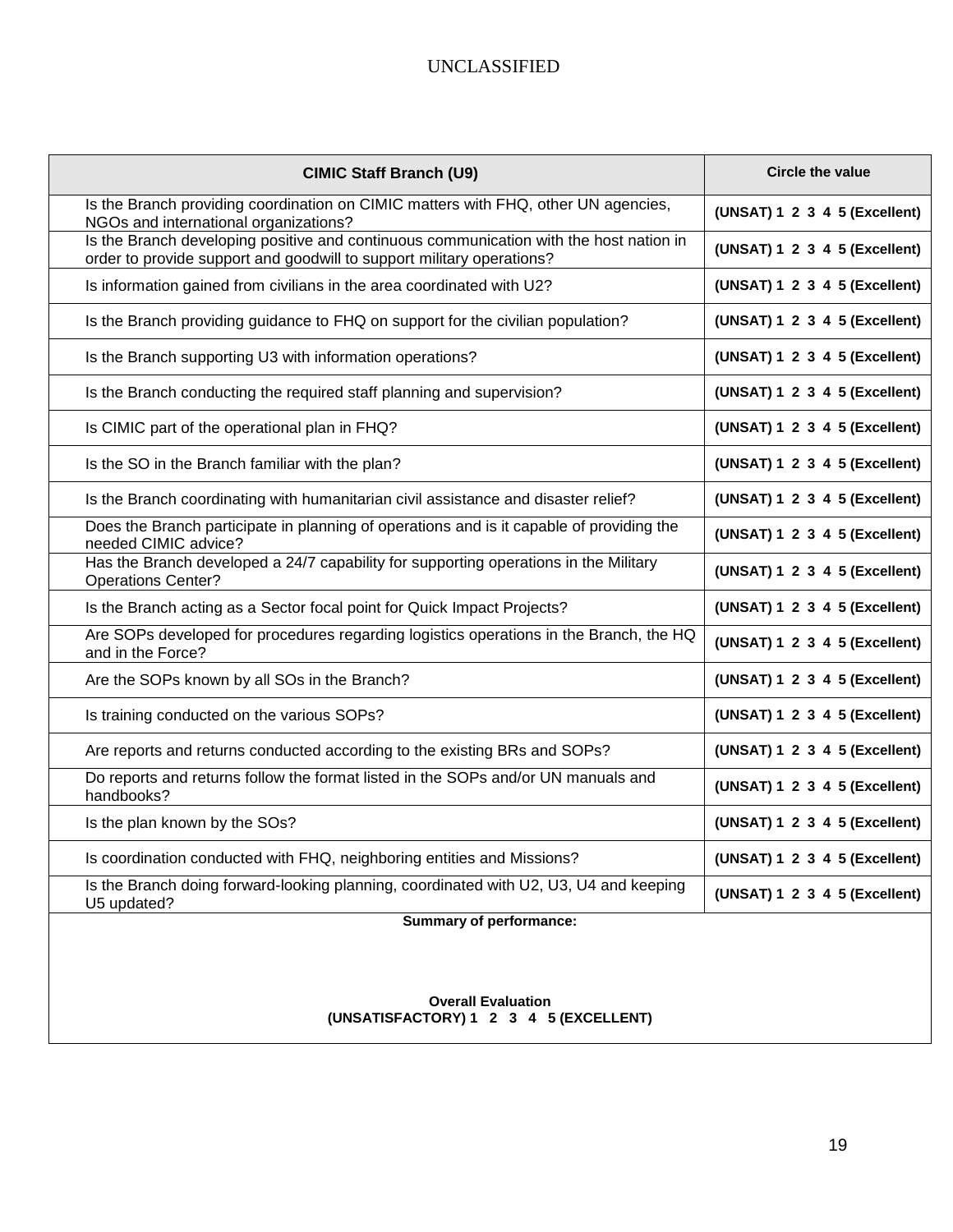| CIMIC Staff Branch (U9) | Circle the value |
|---|---|
| Is the Branch providing coordination on CIMIC matters with FHQ, other UN agencies, NGOs and international organizations? | (UNSAT) 1 2 3 4 5 (Excellent) |
| Is the Branch developing positive and continuous communication with the host nation in order to provide support and goodwill to support military operations? | (UNSAT) 1 2 3 4 5 (Excellent) |
| Is information gained from civilians in the area coordinated with U2? | (UNSAT) 1 2 3 4 5 (Excellent) |
| Is the Branch providing guidance to FHQ on support for the civilian population? | (UNSAT) 1 2 3 4 5 (Excellent) |
| Is the Branch supporting U3 with information operations? | (UNSAT) 1 2 3 4 5 (Excellent) |
| Is the Branch conducting the required staff planning and supervision? | (UNSAT) 1 2 3 4 5 (Excellent) |
| Is CIMIC part of the operational plan in FHQ? | (UNSAT) 1 2 3 4 5 (Excellent) |
| Is the SO in the Branch familiar with the plan? | (UNSAT) 1 2 3 4 5 (Excellent) |
| Is the Branch coordinating with humanitarian civil assistance and disaster relief? | (UNSAT) 1 2 3 4 5 (Excellent) |
| Does the Branch participate in planning of operations and is it capable of providing the needed CIMIC advice? | (UNSAT) 1 2 3 4 5 (Excellent) |
| Has the Branch developed a 24/7 capability for supporting operations in the Military Operations Center? | (UNSAT) 1 2 3 4 5 (Excellent) |
| Is the Branch acting as a Sector focal point for Quick Impact Projects? | (UNSAT) 1 2 3 4 5 (Excellent) |
| Are SOPs developed for procedures regarding logistics operations in the Branch, the HQ and in the Force? | (UNSAT) 1 2 3 4 5 (Excellent) |
| Are the SOPs known by all SOs in the Branch? | (UNSAT) 1 2 3 4 5 (Excellent) |
| Is training conducted on the various SOPs? | (UNSAT) 1 2 3 4 5 (Excellent) |
| Are reports and returns conducted according to the existing BRs and SOPs? | (UNSAT) 1 2 3 4 5 (Excellent) |
| Do reports and returns follow the format listed in the SOPs and/or UN manuals and handbooks? | (UNSAT) 1 2 3 4 5 (Excellent) |
| Is the plan known by the SOs? | (UNSAT) 1 2 3 4 5 (Excellent) |
| Is coordination conducted with FHQ, neighboring entities and Missions? | (UNSAT) 1 2 3 4 5 (Excellent) |
| Is the Branch doing forward-looking planning, coordinated with U2, U3, U4 and keeping U5 updated? | (UNSAT) 1 2 3 4 5 (Excellent) |

**Summary of performance:**

**Overall Evaluation**
**(UNSATISFACTORY) 1 2 3 4 5 (EXCELLENT)**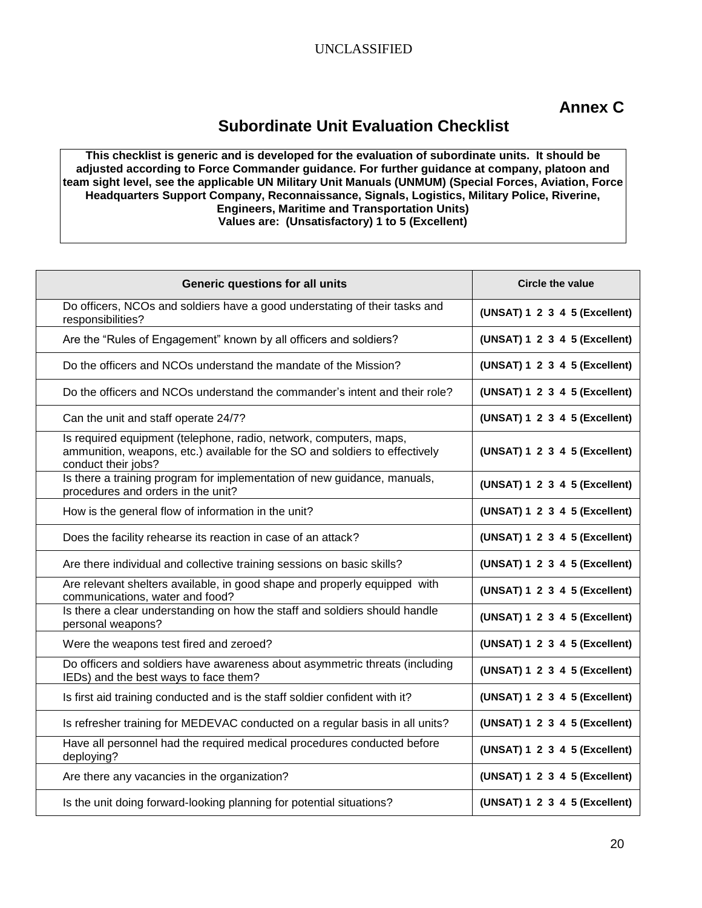# Annex C

## Subordinate Unit Evaluation Checklist

**This checklist is generic and is developed for the evaluation of subordinate units. It should be adjusted according to Force Commander guidance. For further guidance at company, platoon and team sight level, see the applicable UN Military Unit Manuals (UNMUM) (Special Forces, Aviation, Force Headquarters Support Company, Reconnaissance, Signals, Logistics, Military Police, Riverine, Engineers, Maritime and Transportation Units)**
**Values are: (Unsatisfactory) 1 to 5 (Excellent)**

| Generic questions for all units | Circle the value |
|---|---|
| Do officers, NCOs and soldiers have a good understating of their tasks and responsibilities? | **(UNSAT) 1 2 3 4 5 (Excellent)** |
| Are the “Rules of Engagement” known by all officers and soldiers? | **(UNSAT) 1 2 3 4 5 (Excellent)** |
| Do the officers and NCOs understand the mandate of the Mission? | **(UNSAT) 1 2 3 4 5 (Excellent)** |
| Do the officers and NCOs understand the commander’s intent and their role? | **(UNSAT) 1 2 3 4 5 (Excellent)** |
| Can the unit and staff operate 24/7? | **(UNSAT) 1 2 3 4 5 (Excellent)** |
| Is required equipment (telephone, radio, network, computers, maps, ammunition, weapons, etc.) available for the SO and soldiers to effectively conduct their jobs? | **(UNSAT) 1 2 3 4 5 (Excellent)** |
| Is there a training program for implementation of new guidance, manuals, procedures and orders in the unit? | **(UNSAT) 1 2 3 4 5 (Excellent)** |
| How is the general flow of information in the unit? | **(UNSAT) 1 2 3 4 5 (Excellent)** |
| Does the facility rehearse its reaction in case of an attack? | **(UNSAT) 1 2 3 4 5 (Excellent)** |
| Are there individual and collective training sessions on basic skills? | **(UNSAT) 1 2 3 4 5 (Excellent)** |
| Are relevant shelters available, in good shape and properly equipped with communications, water and food? | **(UNSAT) 1 2 3 4 5 (Excellent)** |
| Is there a clear understanding on how the staff and soldiers should handle personal weapons? | **(UNSAT) 1 2 3 4 5 (Excellent)** |
| Were the weapons test fired and zeroed? | **(UNSAT) 1 2 3 4 5 (Excellent)** |
| Do officers and soldiers have awareness about asymmetric threats (including IEDs) and the best ways to face them? | **(UNSAT) 1 2 3 4 5 (Excellent)** |
| Is first aid training conducted and is the staff soldier confident with it? | **(UNSAT) 1 2 3 4 5 (Excellent)** |
| Is refresher training for MEDEVAC conducted on a regular basis in all units? | **(UNSAT) 1 2 3 4 5 (Excellent)** |
| Have all personnel had the required medical procedures conducted before deploying? | **(UNSAT) 1 2 3 4 5 (Excellent)** |
| Are there any vacancies in the organization? | **(UNSAT) 1 2 3 4 5 (Excellent)** |
| Is the unit doing forward-looking planning for potential situations? | **(UNSAT) 1 2 3 4 5 (Excellent)** |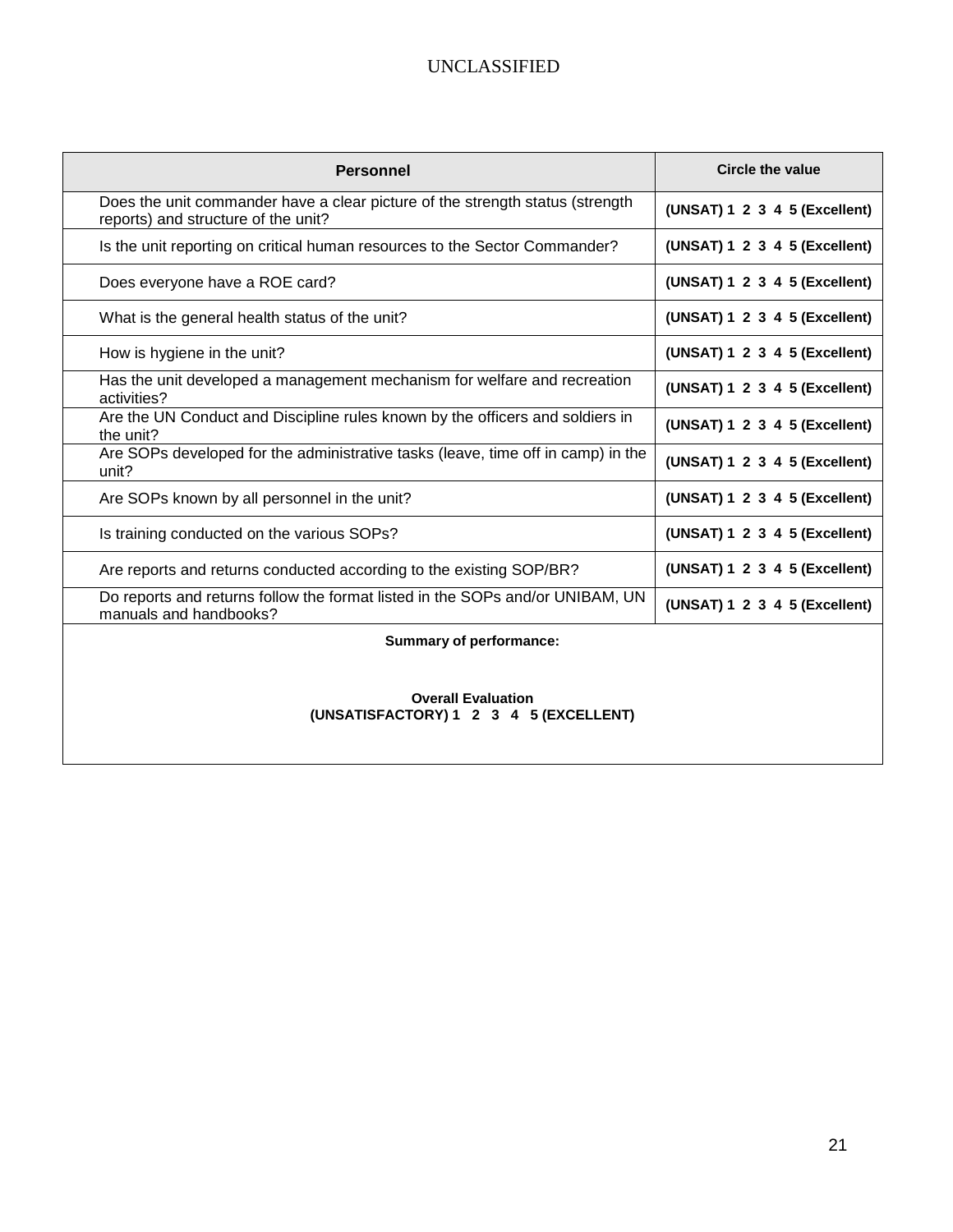UNCLASSIFIED

| Personnel | Circle the value |
|---|---|
| Does the unit commander have a clear picture of the strength status (strength reports) and structure of the unit? | **(UNSAT) 1 2 3 4 5 (Excellent)** |
| Is the unit reporting on critical human resources to the Sector Commander? | **(UNSAT) 1 2 3 4 5 (Excellent)** |
| Does everyone have a ROE card? | **(UNSAT) 1 2 3 4 5 (Excellent)** |
| What is the general health status of the unit? | **(UNSAT) 1 2 3 4 5 (Excellent)** |
| How is hygiene in the unit? | **(UNSAT) 1 2 3 4 5 (Excellent)** |
| Has the unit developed a management mechanism for welfare and recreation activities? | **(UNSAT) 1 2 3 4 5 (Excellent)** |
| Are the UN Conduct and Discipline rules known by the officers and soldiers in the unit? | **(UNSAT) 1 2 3 4 5 (Excellent)** |
| Are SOPs developed for the administrative tasks (leave, time off in camp) in the unit? | **(UNSAT) 1 2 3 4 5 (Excellent)** |
| Are SOPs known by all personnel in the unit? | **(UNSAT) 1 2 3 4 5 (Excellent)** |
| Is training conducted on the various SOPs? | **(UNSAT) 1 2 3 4 5 (Excellent)** |
| Are reports and returns conducted according to the existing SOP/BR? | **(UNSAT) 1 2 3 4 5 (Excellent)** |
| Do reports and returns follow the format listed in the SOPs and/or UNIBAM, UN manuals and handbooks? | **(UNSAT) 1 2 3 4 5 (Excellent)** |
| **Summary of performance:**<br><br>**Overall Evaluation**<br>**(UNSATISFACTORY) 1 2 3 4 5 (EXCELLENT)** | |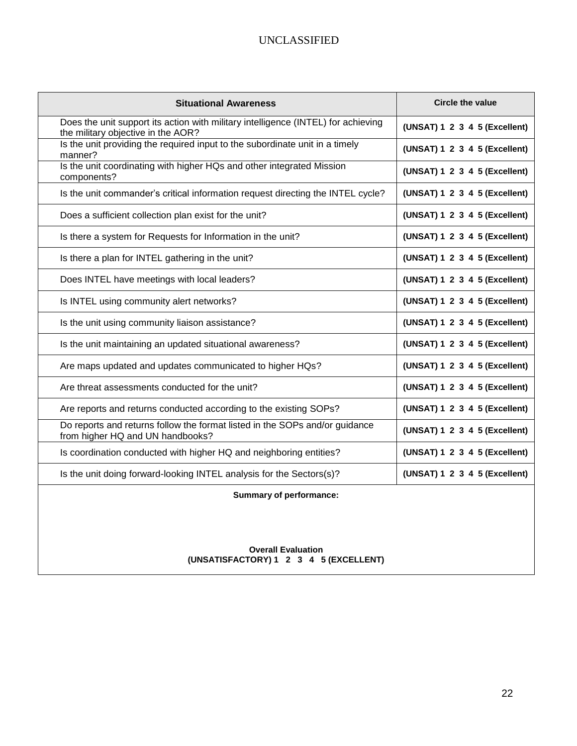| Situational Awareness | Circle the value |
|---|---|
| Does the unit support its action with military intelligence (INTEL) for achieving the military objective in the AOR? | **(UNSAT) 1 2 3 4 5 (Excellent)** |
| Is the unit providing the required input to the subordinate unit in a timely manner? | **(UNSAT) 1 2 3 4 5 (Excellent)** |
| Is the unit coordinating with higher HQs and other integrated Mission components? | **(UNSAT) 1 2 3 4 5 (Excellent)** |
| Is the unit commander's critical information request directing the INTEL cycle? | **(UNSAT) 1 2 3 4 5 (Excellent)** |
| Does a sufficient collection plan exist for the unit? | **(UNSAT) 1 2 3 4 5 (Excellent)** |
| Is there a system for Requests for Information in the unit? | **(UNSAT) 1 2 3 4 5 (Excellent)** |
| Is there a plan for INTEL gathering in the unit? | **(UNSAT) 1 2 3 4 5 (Excellent)** |
| Does INTEL have meetings with local leaders? | **(UNSAT) 1 2 3 4 5 (Excellent)** |
| Is INTEL using community alert networks? | **(UNSAT) 1 2 3 4 5 (Excellent)** |
| Is the unit using community liaison assistance? | **(UNSAT) 1 2 3 4 5 (Excellent)** |
| Is the unit maintaining an updated situational awareness? | **(UNSAT) 1 2 3 4 5 (Excellent)** |
| Are maps updated and updates communicated to higher HQs? | **(UNSAT) 1 2 3 4 5 (Excellent)** |
| Are threat assessments conducted for the unit? | **(UNSAT) 1 2 3 4 5 (Excellent)** |
| Are reports and returns conducted according to the existing SOPs? | **(UNSAT) 1 2 3 4 5 (Excellent)** |
| Do reports and returns follow the format listed in the SOPs and/or guidance from higher HQ and UN handbooks? | **(UNSAT) 1 2 3 4 5 (Excellent)** |
| Is coordination conducted with higher HQ and neighboring entities? | **(UNSAT) 1 2 3 4 5 (Excellent)** |
| Is the unit doing forward-looking INTEL analysis for the Sectors(s)? | **(UNSAT) 1 2 3 4 5 (Excellent)** |

**Summary of performance:**

**Overall Evaluation**
**(UNSATISFACTORY) 1 2 3 4 5 (EXCELLENT)**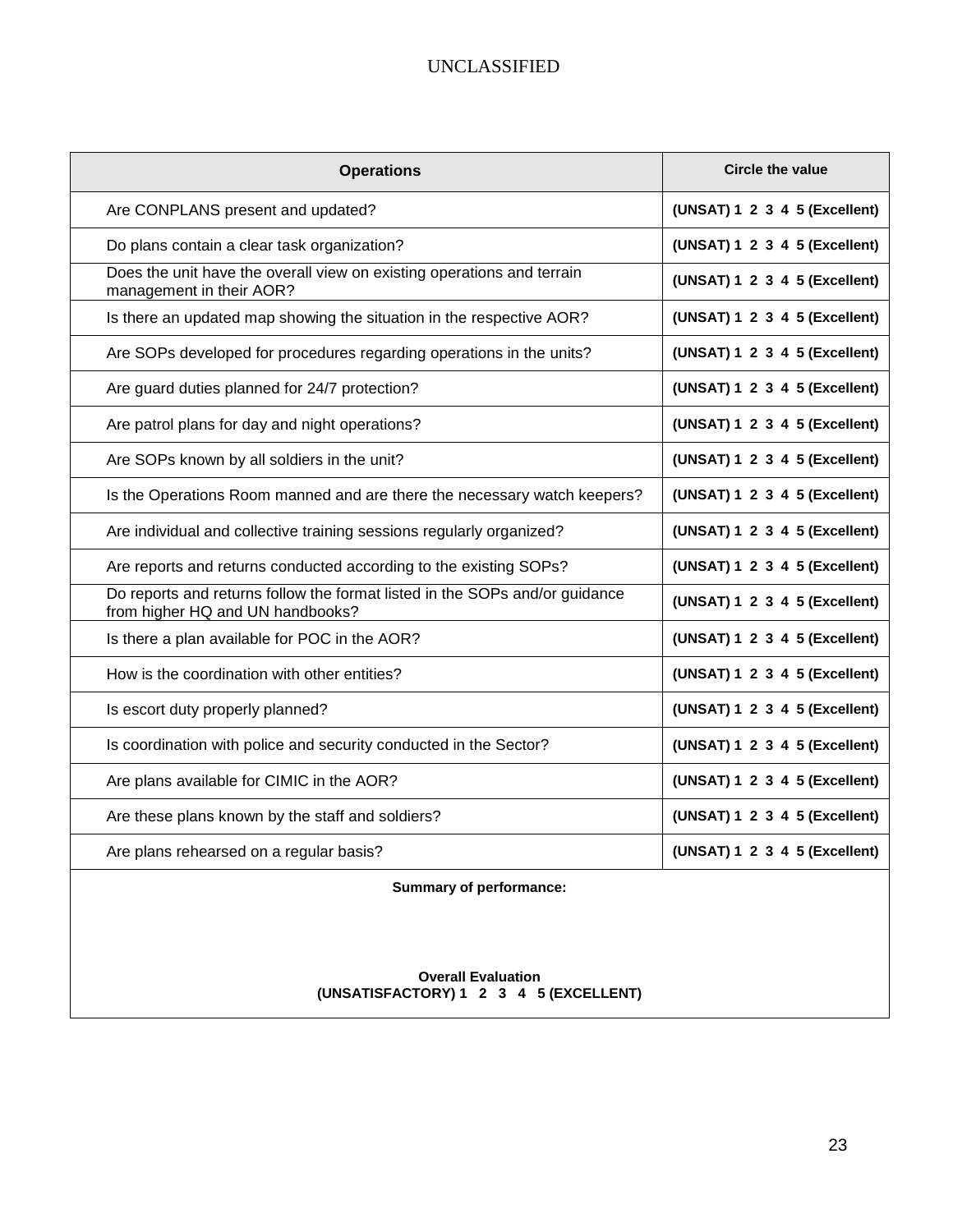| Operations | Circle the value |
|---|---|
| Are CONPLANS present and updated? | (UNSAT) 1 2 3 4 5 (Excellent) |
| Do plans contain a clear task organization? | (UNSAT) 1 2 3 4 5 (Excellent) |
| Does the unit have the overall view on existing operations and terrain management in their AOR? | (UNSAT) 1 2 3 4 5 (Excellent) |
| Is there an updated map showing the situation in the respective AOR? | (UNSAT) 1 2 3 4 5 (Excellent) |
| Are SOPs developed for procedures regarding operations in the units? | (UNSAT) 1 2 3 4 5 (Excellent) |
| Are guard duties planned for 24/7 protection? | (UNSAT) 1 2 3 4 5 (Excellent) |
| Are patrol plans for day and night operations? | (UNSAT) 1 2 3 4 5 (Excellent) |
| Are SOPs known by all soldiers in the unit? | (UNSAT) 1 2 3 4 5 (Excellent) |
| Is the Operations Room manned and are there the necessary watch keepers? | (UNSAT) 1 2 3 4 5 (Excellent) |
| Are individual and collective training sessions regularly organized? | (UNSAT) 1 2 3 4 5 (Excellent) |
| Are reports and returns conducted according to the existing SOPs? | (UNSAT) 1 2 3 4 5 (Excellent) |
| Do reports and returns follow the format listed in the SOPs and/or guidance from higher HQ and UN handbooks? | (UNSAT) 1 2 3 4 5 (Excellent) |
| Is there a plan available for POC in the AOR? | (UNSAT) 1 2 3 4 5 (Excellent) |
| How is the coordination with other entities? | (UNSAT) 1 2 3 4 5 (Excellent) |
| Is escort duty properly planned? | (UNSAT) 1 2 3 4 5 (Excellent) |
| Is coordination with police and security conducted in the Sector? | (UNSAT) 1 2 3 4 5 (Excellent) |
| Are plans available for CIMIC in the AOR? | (UNSAT) 1 2 3 4 5 (Excellent) |
| Are these plans known by the staff and soldiers? | (UNSAT) 1 2 3 4 5 (Excellent) |
| Are plans rehearsed on a regular basis? | (UNSAT) 1 2 3 4 5 (Excellent) |

**Summary of performance:**

**Overall Evaluation**
**(UNSATISFACTORY) 1 2 3 4 5 (EXCELLENT)**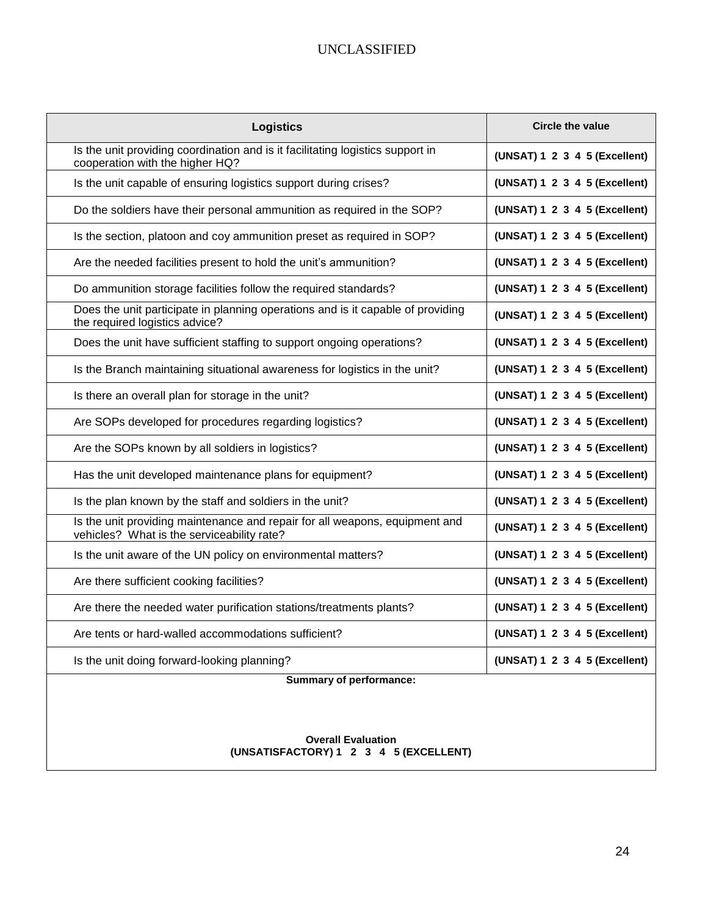UNCLASSIFIED

| Logistics | Circle the value |
|---|---|
| Is the unit providing coordination and is it facilitating logistics support in cooperation with the higher HQ? | (UNSAT) 1 2 3 4 5 (Excellent) |
| Is the unit capable of ensuring logistics support during crises? | (UNSAT) 1 2 3 4 5 (Excellent) |
| Do the soldiers have their personal ammunition as required in the SOP? | (UNSAT) 1 2 3 4 5 (Excellent) |
| Is the section, platoon and coy ammunition preset as required in SOP? | (UNSAT) 1 2 3 4 5 (Excellent) |
| Are the needed facilities present to hold the unit's ammunition? | (UNSAT) 1 2 3 4 5 (Excellent) |
| Do ammunition storage facilities follow the required standards? | (UNSAT) 1 2 3 4 5 (Excellent) |
| Does the unit participate in planning operations and is it capable of providing the required logistics advice? | (UNSAT) 1 2 3 4 5 (Excellent) |
| Does the unit have sufficient staffing to support ongoing operations? | (UNSAT) 1 2 3 4 5 (Excellent) |
| Is the Branch maintaining situational awareness for logistics in the unit? | (UNSAT) 1 2 3 4 5 (Excellent) |
| Is there an overall plan for storage in the unit? | (UNSAT) 1 2 3 4 5 (Excellent) |
| Are SOPs developed for procedures regarding logistics? | (UNSAT) 1 2 3 4 5 (Excellent) |
| Are the SOPs known by all soldiers in logistics? | (UNSAT) 1 2 3 4 5 (Excellent) |
| Has the unit developed maintenance plans for equipment? | (UNSAT) 1 2 3 4 5 (Excellent) |
| Is the plan known by the staff and soldiers in the unit? | (UNSAT) 1 2 3 4 5 (Excellent) |
| Is the unit providing maintenance and repair for all weapons, equipment and vehicles? What is the serviceability rate? | (UNSAT) 1 2 3 4 5 (Excellent) |
| Is the unit aware of the UN policy on environmental matters? | (UNSAT) 1 2 3 4 5 (Excellent) |
| Are there sufficient cooking facilities? | (UNSAT) 1 2 3 4 5 (Excellent) |
| Are there the needed water purification stations/treatments plants? | (UNSAT) 1 2 3 4 5 (Excellent) |
| Are tents or hard-walled accommodations sufficient? | (UNSAT) 1 2 3 4 5 (Excellent) |
| Is the unit doing forward-looking planning? | (UNSAT) 1 2 3 4 5 (Excellent) |

**Summary of performance:**

**Overall Evaluation**
**(UNSATISFACTORY) 1 2 3 4 5 (EXCELLENT)**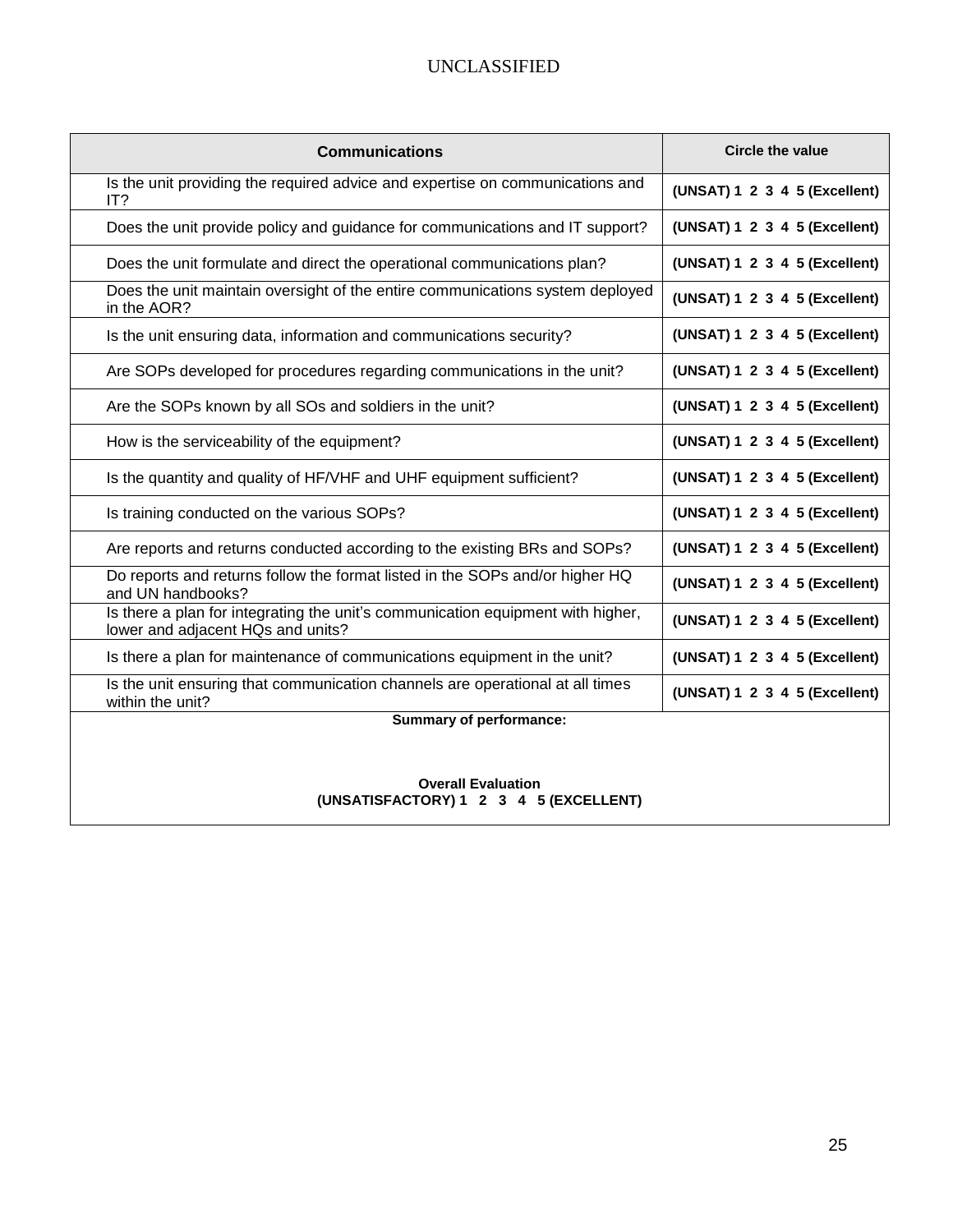| Communications | Circle the value |
|---|---|
| Is the unit providing the required advice and expertise on communications and IT? | **(UNSAT) 1 2 3 4 5 (Excellent)** |
| Does the unit provide policy and guidance for communications and IT support? | **(UNSAT) 1 2 3 4 5 (Excellent)** |
| Does the unit formulate and direct the operational communications plan? | **(UNSAT) 1 2 3 4 5 (Excellent)** |
| Does the unit maintain oversight of the entire communications system deployed in the AOR? | **(UNSAT) 1 2 3 4 5 (Excellent)** |
| Is the unit ensuring data, information and communications security? | **(UNSAT) 1 2 3 4 5 (Excellent)** |
| Are SOPs developed for procedures regarding communications in the unit? | **(UNSAT) 1 2 3 4 5 (Excellent)** |
| Are the SOPs known by all SOs and soldiers in the unit? | **(UNSAT) 1 2 3 4 5 (Excellent)** |
| How is the serviceability of the equipment? | **(UNSAT) 1 2 3 4 5 (Excellent)** |
| Is the quantity and quality of HF/VHF and UHF equipment sufficient? | **(UNSAT) 1 2 3 4 5 (Excellent)** |
| Is training conducted on the various SOPs? | **(UNSAT) 1 2 3 4 5 (Excellent)** |
| Are reports and returns conducted according to the existing BRs and SOPs? | **(UNSAT) 1 2 3 4 5 (Excellent)** |
| Do reports and returns follow the format listed in the SOPs and/or higher HQ and UN handbooks? | **(UNSAT) 1 2 3 4 5 (Excellent)** |
| Is there a plan for integrating the unit's communication equipment with higher, lower and adjacent HQs and units? | **(UNSAT) 1 2 3 4 5 (Excellent)** |
| Is there a plan for maintenance of communications equipment in the unit? | **(UNSAT) 1 2 3 4 5 (Excellent)** |
| Is the unit ensuring that communication channels are operational at all times within the unit? | **(UNSAT) 1 2 3 4 5 (Excellent)** |
| **Summary of performance:**<br><br>**Overall Evaluation**<br>**(UNSATISFACTORY) 1 2 3 4 5 (EXCELLENT)** | |